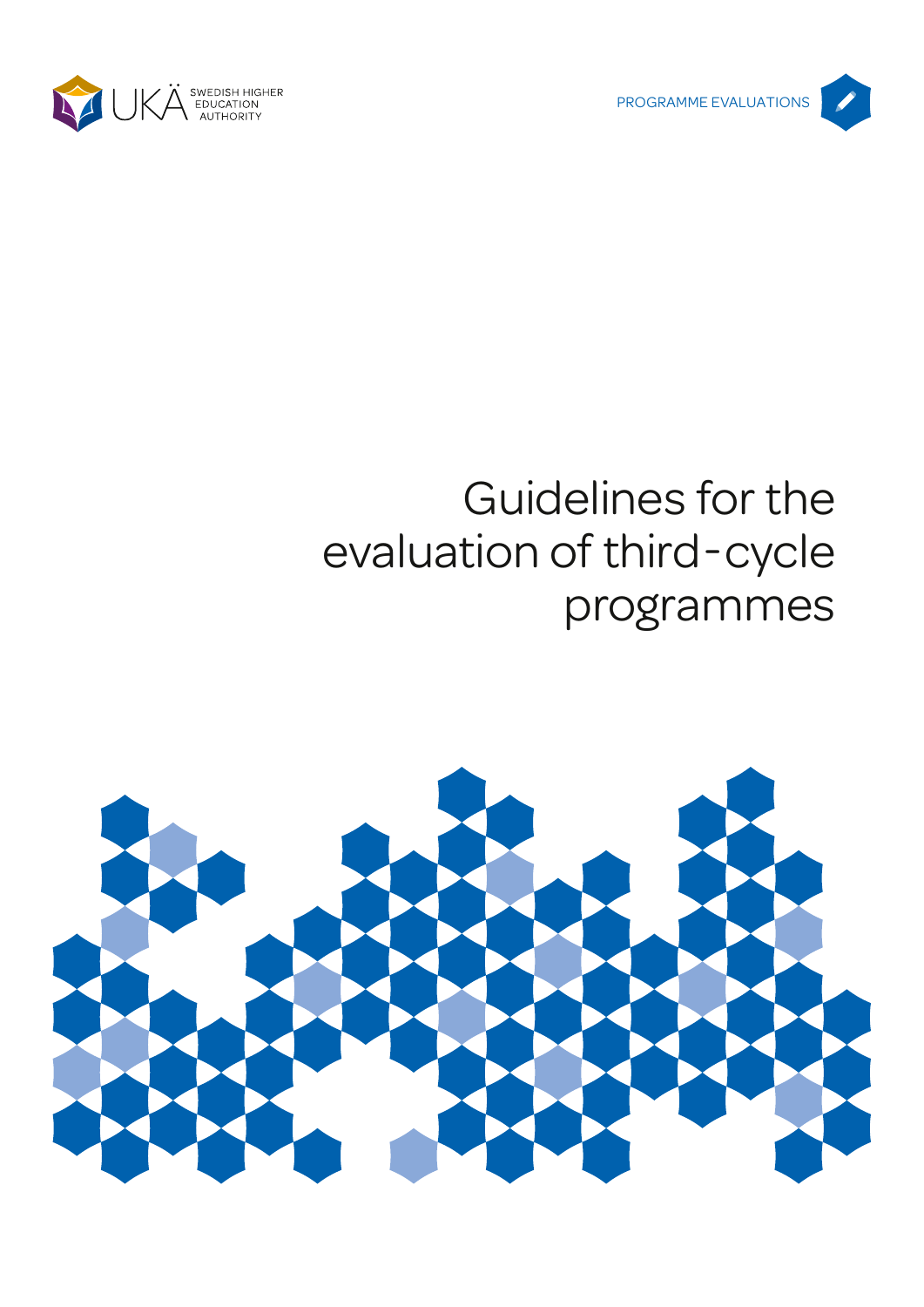UKÄ SWEDISH HIGHER EDUCATION AUTHORITY

PROGRAMME EVALUATIONS

# Guidelines for the evaluation of third-cycle programmes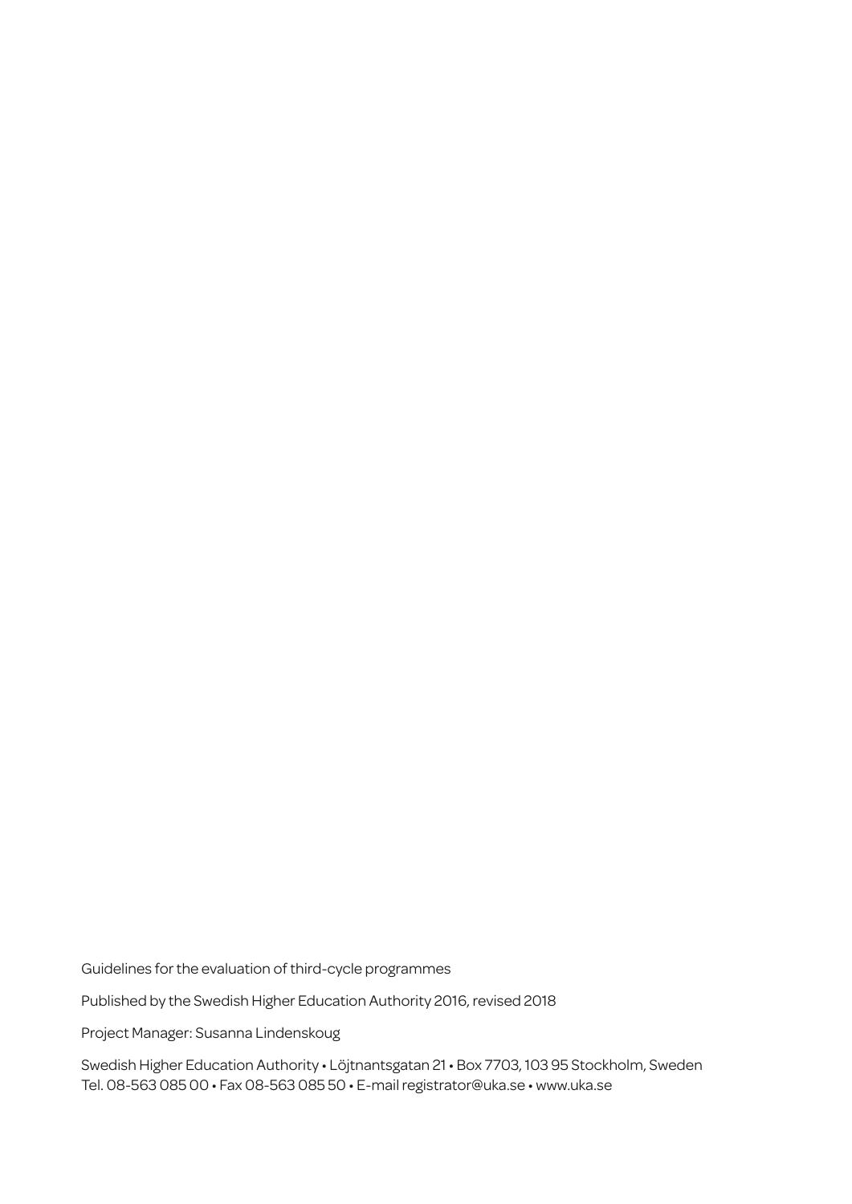Guidelines for the evaluation of third-cycle programmes

Published by the Swedish Higher Education Authority 2016, revised 2018

Project Manager: Susanna Lindenskoug

Swedish Higher Education Authority • Löjtnantsgatan 21 • Box 7703, 103 95 Stockholm, Sweden
Tel. 08-563 085 00 • Fax 08-563 085 50 • E-mail registrator@uka.se • www.uka.se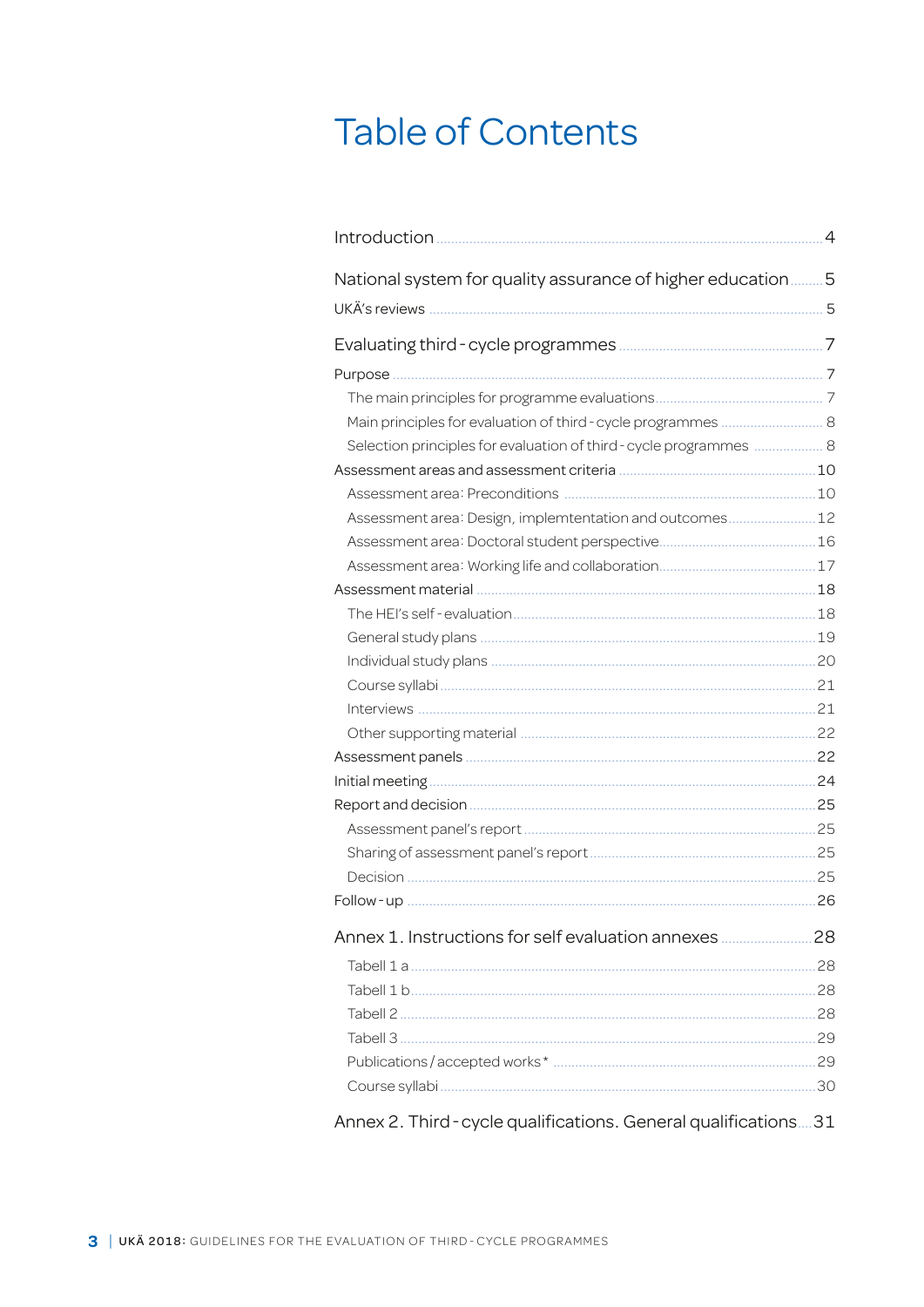# Table of Contents

Introduction ........ 4

National system for quality assurance of higher education ........ 5

UKÄ's reviews ........ 5

Evaluating third-cycle programmes ........ 7

Purpose ........ 7

- The main principles for programme evaluations ........ 7
- Main principles for evaluation of third-cycle programmes ........ 8
- Selection principles for evaluation of third-cycle programmes ........ 8

Assessment areas and assessment criteria ........ 10

- Assessment area: Preconditions ........ 10
- Assessment area: Design, implemtentation and outcomes ........ 12
- Assessment area: Doctoral student perspective ........ 16
- Assessment area: Working life and collaboration ........ 17

Assessment material ........ 18

- The HEI's self-evaluation ........ 18
- General study plans ........ 19
- Individual study plans ........ 20
- Course syllabi ........ 21
- Interviews ........ 21
- Other supporting material ........ 22

Assessment panels ........ 22

Initial meeting ........ 24

Report and decision ........ 25

- Assessment panel's report ........ 25
- Sharing of assessment panel's report ........ 25
- Decision ........ 25

Follow-up ........ 26

Annex 1. Instructions for self evaluation annexes ........ 28

- Tabell 1 a ........ 28
- Tabell 1 b ........ 28
- Tabell 2 ........ 28
- Tabell 3 ........ 29
- Publications/accepted works* ........ 29
- Course syllabi ........ 30

Annex 2. Third-cycle qualifications. General qualifications ........ 31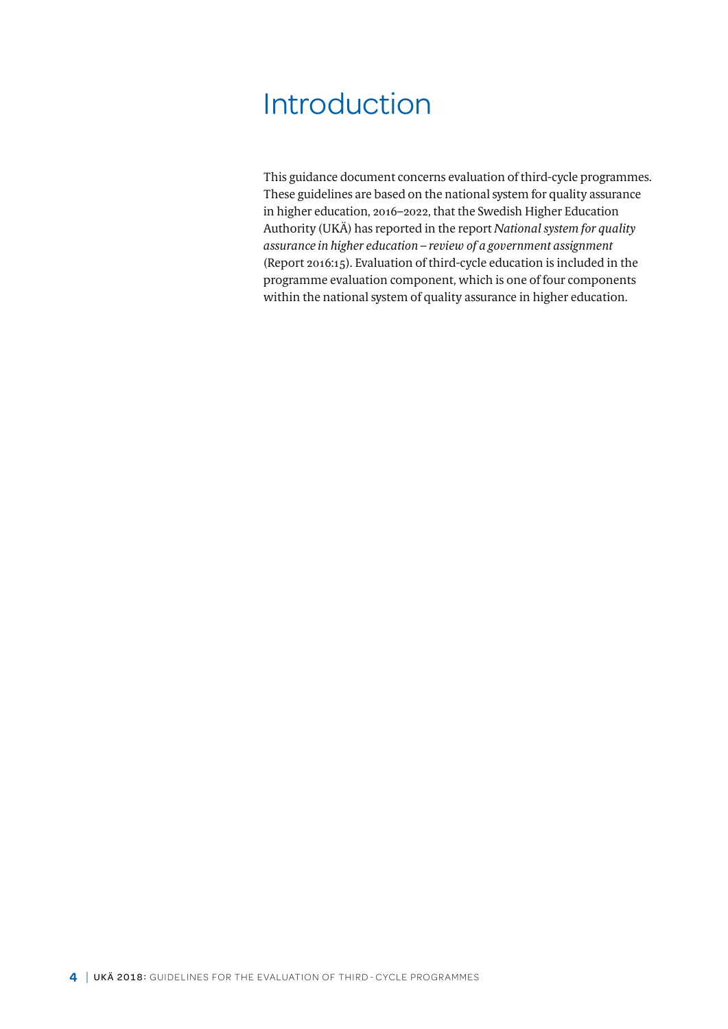# Introduction

This guidance document concerns evaluation of third-cycle programmes. These guidelines are based on the national system for quality assurance in higher education, 2016–2022, that the Swedish Higher Education Authority (UKÄ) has reported in the report *National system for quality assurance in higher education – review of a government assignment* (Report 2016:15). Evaluation of third-cycle education is included in the programme evaluation component, which is one of four components within the national system of quality assurance in higher education.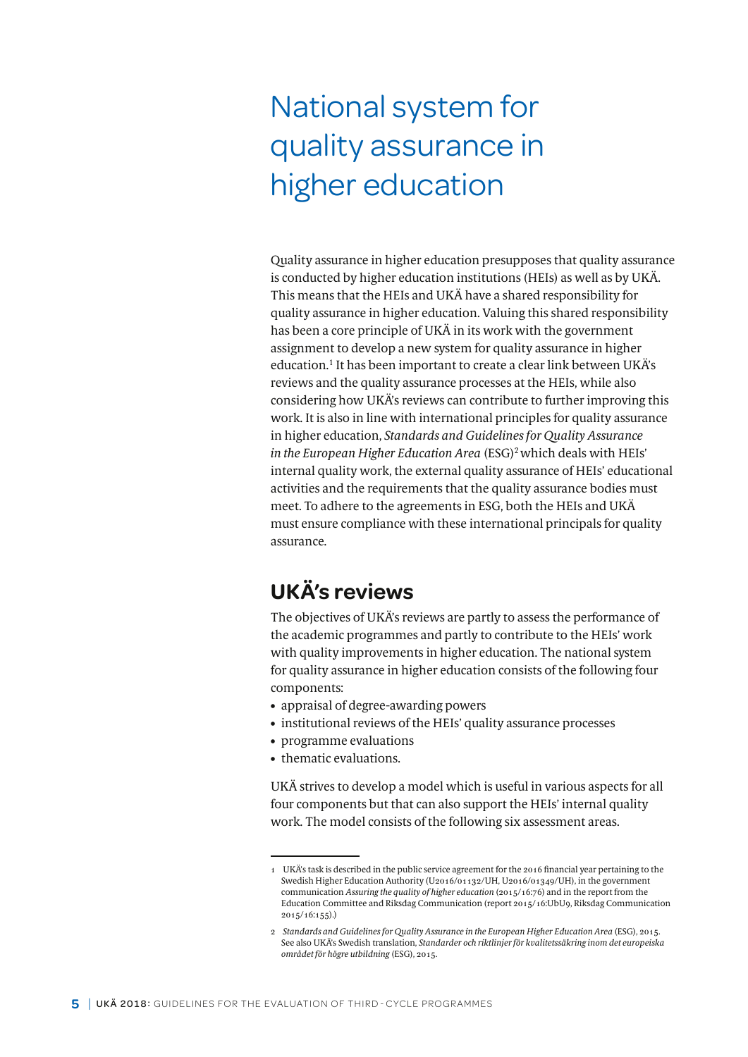# National system for quality assurance in higher education

Quality assurance in higher education presupposes that quality assurance is conducted by higher education institutions (HEIs) as well as by UKÄ. This means that the HEIs and UKÄ have a shared responsibility for quality assurance in higher education. Valuing this shared responsibility has been a core principle of UKÄ in its work with the government assignment to develop a new system for quality assurance in higher education.[1] It has been important to create a clear link between UKÄ's reviews and the quality assurance processes at the HEIs, while also considering how UKÄ's reviews can contribute to further improving this work. It is also in line with international principles for quality assurance in higher education, *Standards and Guidelines for Quality Assurance in the European Higher Education Area* (ESG)[2] which deals with HEIs' internal quality work, the external quality assurance of HEIs' educational activities and the requirements that the quality assurance bodies must meet. To adhere to the agreements in ESG, both the HEIs and UKÄ must ensure compliance with these international principals for quality assurance.

## UKÄ's reviews

The objectives of UKÄ's reviews are partly to assess the performance of the academic programmes and partly to contribute to the HEIs' work with quality improvements in higher education. The national system for quality assurance in higher education consists of the following four components:

- appraisal of degree-awarding powers
- institutional reviews of the HEIs' quality assurance processes
- programme evaluations
- thematic evaluations.

UKÄ strives to develop a model which is useful in various aspects for all four components but that can also support the HEIs' internal quality work. The model consists of the following six assessment areas.

---

1 UKÄ's task is described in the public service agreement for the 2016 financial year pertaining to the Swedish Higher Education Authority (U2016/01132/UH, U2016/01349/UH), in the government communication *Assuring the quality of higher education* (2015/16:76) and in the report from the Education Committee and Riksdag Communication (report 2015/16:UbU9, Riksdag Communication 2015/16:155).)

2 *Standards and Guidelines for Quality Assurance in the European Higher Education Area* (ESG), 2015. See also UKÄ's Swedish translation, *Standarder och riktlinjer för kvalitetssäkring inom det europeiska området för högre utbildning* (ESG), 2015.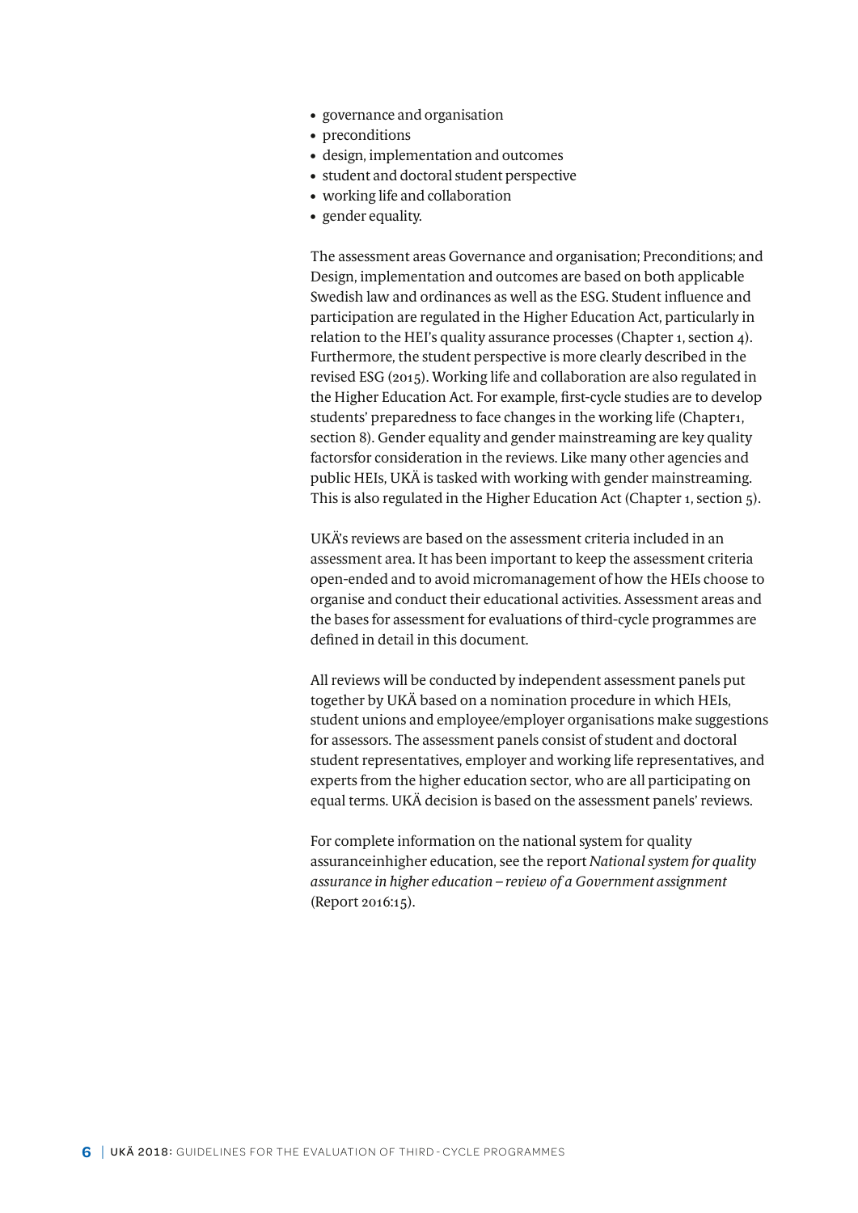- governance and organisation
- preconditions
- design, implementation and outcomes
- student and doctoral student perspective
- working life and collaboration
- gender equality.

The assessment areas Governance and organisation; Preconditions; and Design, implementation and outcomes are based on both applicable Swedish law and ordinances as well as the ESG. Student influence and participation are regulated in the Higher Education Act, particularly in relation to the HEI's quality assurance processes (Chapter 1, section 4). Furthermore, the student perspective is more clearly described in the revised ESG (2015). Working life and collaboration are also regulated in the Higher Education Act. For example, first-cycle studies are to develop students' preparedness to face changes in the working life (Chapter1, section 8). Gender equality and gender mainstreaming are key quality factorsfor consideration in the reviews. Like many other agencies and public HEIs, UKÄ is tasked with working with gender mainstreaming. This is also regulated in the Higher Education Act (Chapter 1, section 5).

UKÄ's reviews are based on the assessment criteria included in an assessment area. It has been important to keep the assessment criteria open-ended and to avoid micromanagement of how the HEIs choose to organise and conduct their educational activities. Assessment areas and the bases for assessment for evaluations of third-cycle programmes are defined in detail in this document.

All reviews will be conducted by independent assessment panels put together by UKÄ based on a nomination procedure in which HEIs, student unions and employee/employer organisations make suggestions for assessors. The assessment panels consist of student and doctoral student representatives, employer and working life representatives, and experts from the higher education sector, who are all participating on equal terms. UKÄ decision is based on the assessment panels' reviews.

For complete information on the national system for quality assuranceinhigher education, see the report *National system for quality assurance in higher education – review of a Government assignment* (Report 2016:15).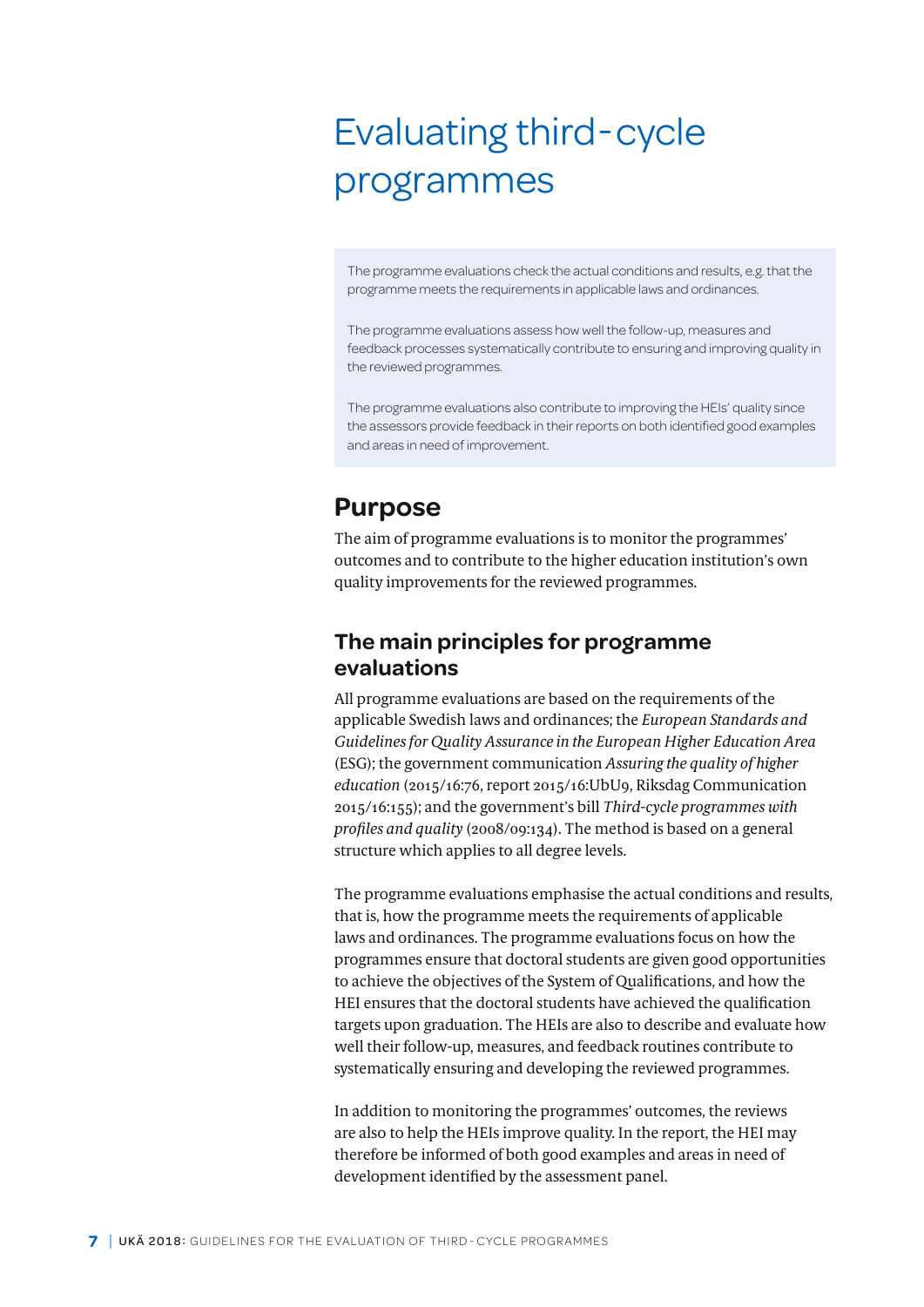# Evaluating third-cycle programmes

The programme evaluations check the actual conditions and results, e.g. that the programme meets the requirements in applicable laws and ordinances.

The programme evaluations assess how well the follow-up, measures and feedback processes systematically contribute to ensuring and improving quality in the reviewed programmes.

The programme evaluations also contribute to improving the HEIs' quality since the assessors provide feedback in their reports on both identified good examples and areas in need of improvement.

## Purpose

The aim of programme evaluations is to monitor the programmes' outcomes and to contribute to the higher education institution's own quality improvements for the reviewed programmes.

### The main principles for programme evaluations

All programme evaluations are based on the requirements of the applicable Swedish laws and ordinances; the *European Standards and Guidelines for Quality Assurance in the European Higher Education Area* (ESG); the government communication *Assuring the quality of higher education* (2015/16:76, report 2015/16:UbU9, Riksdag Communication 2015/16:155); and the government's bill *Third-cycle programmes with profiles and quality* (2008/09:134). The method is based on a general structure which applies to all degree levels.

The programme evaluations emphasise the actual conditions and results, that is, how the programme meets the requirements of applicable laws and ordinances. The programme evaluations focus on how the programmes ensure that doctoral students are given good opportunities to achieve the objectives of the System of Qualifications, and how the HEI ensures that the doctoral students have achieved the qualification targets upon graduation. The HEIs are also to describe and evaluate how well their follow-up, measures, and feedback routines contribute to systematically ensuring and developing the reviewed programmes.

In addition to monitoring the programmes' outcomes, the reviews are also to help the HEIs improve quality. In the report, the HEI may therefore be informed of both good examples and areas in need of development identified by the assessment panel.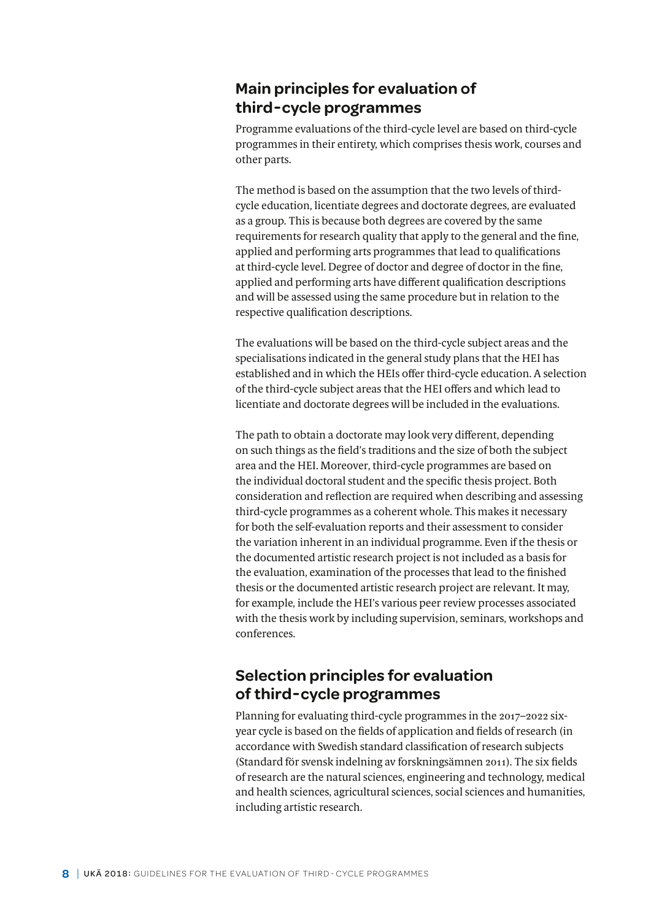## Main principles for evaluation of third-cycle programmes

Programme evaluations of the third-cycle level are based on third-cycle programmes in their entirety, which comprises thesis work, courses and other parts.

The method is based on the assumption that the two levels of third-cycle education, licentiate degrees and doctorate degrees, are evaluated as a group. This is because both degrees are covered by the same requirements for research quality that apply to the general and the fine, applied and performing arts programmes that lead to qualifications at third-cycle level. Degree of doctor and degree of doctor in the fine, applied and performing arts have different qualification descriptions and will be assessed using the same procedure but in relation to the respective qualification descriptions.

The evaluations will be based on the third-cycle subject areas and the specialisations indicated in the general study plans that the HEI has established and in which the HEIs offer third-cycle education. A selection of the third-cycle subject areas that the HEI offers and which lead to licentiate and doctorate degrees will be included in the evaluations.

The path to obtain a doctorate may look very different, depending on such things as the field's traditions and the size of both the subject area and the HEI. Moreover, third-cycle programmes are based on the individual doctoral student and the specific thesis project. Both consideration and reflection are required when describing and assessing third-cycle programmes as a coherent whole. This makes it necessary for both the self-evaluation reports and their assessment to consider the variation inherent in an individual programme. Even if the thesis or the documented artistic research project is not included as a basis for the evaluation, examination of the processes that lead to the finished thesis or the documented artistic research project are relevant. It may, for example, include the HEI's various peer review processes associated with the thesis work by including supervision, seminars, workshops and conferences.

## Selection principles for evaluation of third-cycle programmes

Planning for evaluating third-cycle programmes in the 2017–2022 six-year cycle is based on the fields of application and fields of research (in accordance with Swedish standard classification of research subjects (Standard för svensk indelning av forskningsämnen 2011). The six fields of research are the natural sciences, engineering and technology, medical and health sciences, agricultural sciences, social sciences and humanities, including artistic research.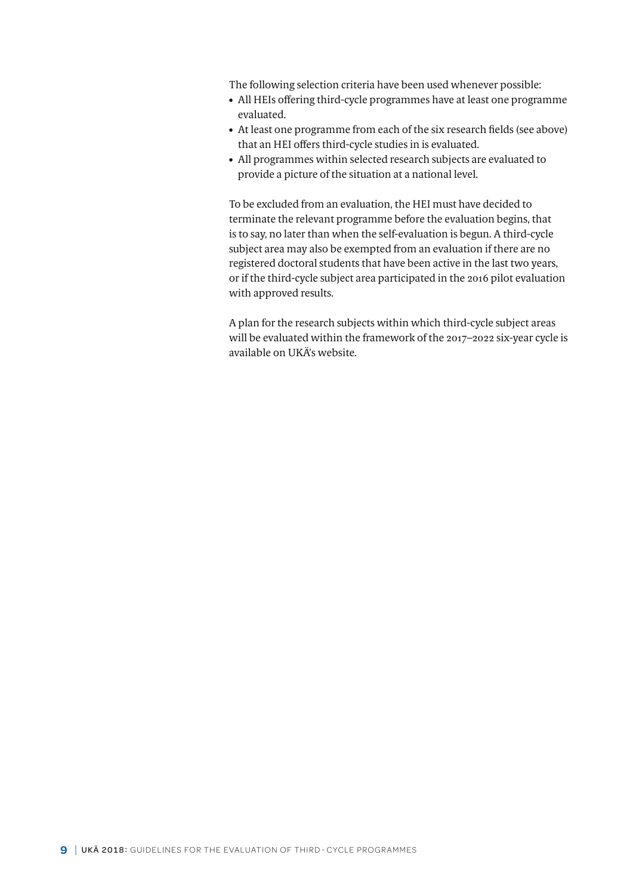The following selection criteria have been used whenever possible:

- All HEIs offering third-cycle programmes have at least one programme evaluated.
- At least one programme from each of the six research fields (see above) that an HEI offers third-cycle studies in is evaluated.
- All programmes within selected research subjects are evaluated to provide a picture of the situation at a national level.

To be excluded from an evaluation, the HEI must have decided to terminate the relevant programme before the evaluation begins, that is to say, no later than when the self-evaluation is begun. A third-cycle subject area may also be exempted from an evaluation if there are no registered doctoral students that have been active in the last two years, or if the third-cycle subject area participated in the 2016 pilot evaluation with approved results.

A plan for the research subjects within which third-cycle subject areas will be evaluated within the framework of the 2017–2022 six-year cycle is available on UKÄ's website.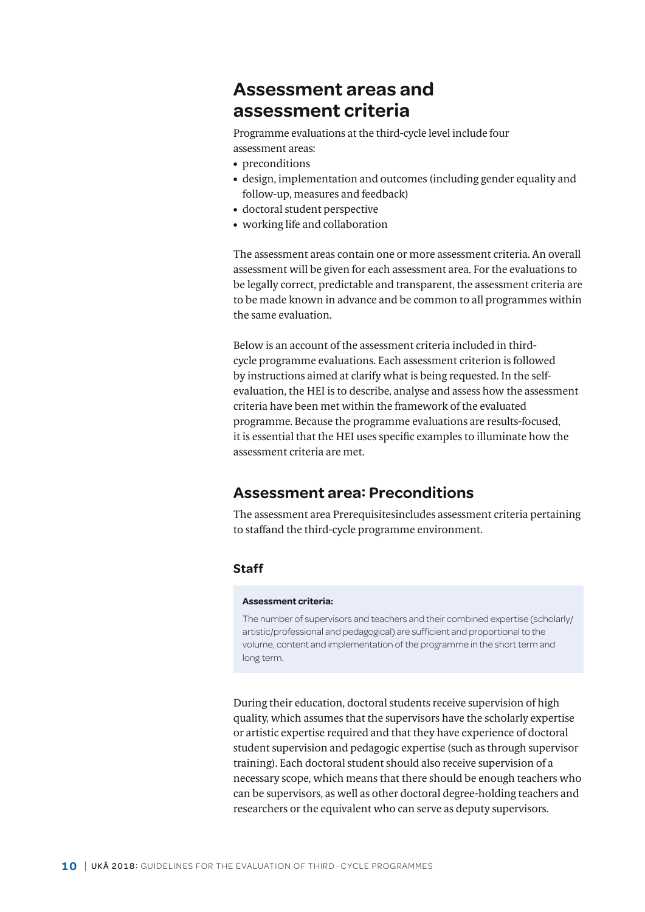# Assessment areas and assessment criteria

Programme evaluations at the third-cycle level include four assessment areas:

- preconditions
- design, implementation and outcomes (including gender equality and follow-up, measures and feedback)
- doctoral student perspective
- working life and collaboration

The assessment areas contain one or more assessment criteria. An overall assessment will be given for each assessment area. For the evaluations to be legally correct, predictable and transparent, the assessment criteria are to be made known in advance and be common to all programmes within the same evaluation.

Below is an account of the assessment criteria included in third-cycle programme evaluations. Each assessment criterion is followed by instructions aimed at clarify what is being requested. In the self-evaluation, the HEI is to describe, analyse and assess how the assessment criteria have been met within the framework of the evaluated programme. Because the programme evaluations are results-focused, it is essential that the HEI uses specific examples to illuminate how the assessment criteria are met.

## Assessment area: Preconditions

The assessment area Prerequisitesincludes assessment criteria pertaining to staffand the third-cycle programme environment.

### Staff

**Assessment criteria:**

The number of supervisors and teachers and their combined expertise (scholarly/artistic/professional and pedagogical) are sufficient and proportional to the volume, content and implementation of the programme in the short term and long term.

During their education, doctoral students receive supervision of high quality, which assumes that the supervisors have the scholarly expertise or artistic expertise required and that they have experience of doctoral student supervision and pedagogic expertise (such as through supervisor training). Each doctoral student should also receive supervision of a necessary scope, which means that there should be enough teachers who can be supervisors, as well as other doctoral degree-holding teachers and researchers or the equivalent who can serve as deputy supervisors.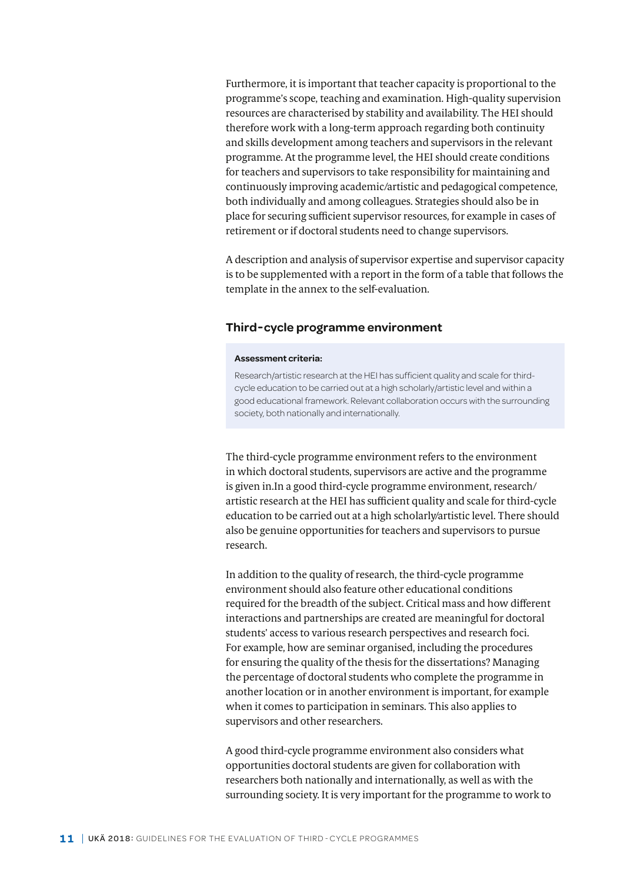Furthermore, it is important that teacher capacity is proportional to the programme's scope, teaching and examination. High-quality supervision resources are characterised by stability and availability. The HEI should therefore work with a long-term approach regarding both continuity and skills development among teachers and supervisors in the relevant programme. At the programme level, the HEI should create conditions for teachers and supervisors to take responsibility for maintaining and continuously improving academic/artistic and pedagogical competence, both individually and among colleagues. Strategies should also be in place for securing sufficient supervisor resources, for example in cases of retirement or if doctoral students need to change supervisors.

A description and analysis of supervisor expertise and supervisor capacity is to be supplemented with a report in the form of a table that follows the template in the annex to the self-evaluation.

### Third-cycle programme environment

**Assessment criteria:**

Research/artistic research at the HEI has sufficient quality and scale for third-cycle education to be carried out at a high scholarly/artistic level and within a good educational framework. Relevant collaboration occurs with the surrounding society, both nationally and internationally.

The third-cycle programme environment refers to the environment in which doctoral students, supervisors are active and the programme is given in.In a good third-cycle programme environment, research/artistic research at the HEI has sufficient quality and scale for third-cycle education to be carried out at a high scholarly/artistic level. There should also be genuine opportunities for teachers and supervisors to pursue research.

In addition to the quality of research, the third-cycle programme environment should also feature other educational conditions required for the breadth of the subject. Critical mass and how different interactions and partnerships are created are meaningful for doctoral students' access to various research perspectives and research foci. For example, how are seminar organised, including the procedures for ensuring the quality of the thesis for the dissertations? Managing the percentage of doctoral students who complete the programme in another location or in another environment is important, for example when it comes to participation in seminars. This also applies to supervisors and other researchers.

A good third-cycle programme environment also considers what opportunities doctoral students are given for collaboration with researchers both nationally and internationally, as well as with the surrounding society. It is very important for the programme to work to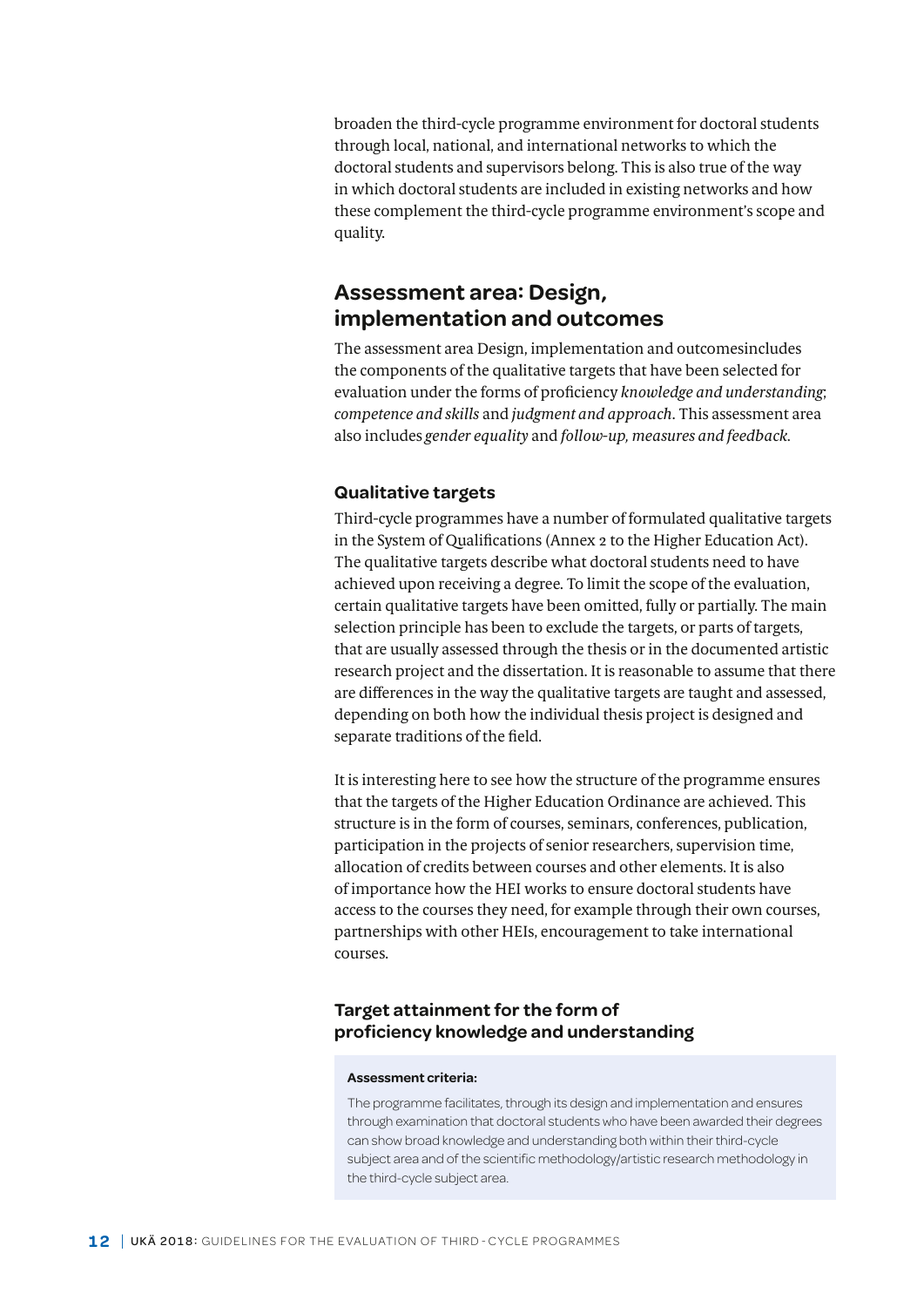broaden the third-cycle programme environment for doctoral students through local, national, and international networks to which the doctoral students and supervisors belong. This is also true of the way in which doctoral students are included in existing networks and how these complement the third-cycle programme environment's scope and quality.

## Assessment area: Design, implementation and outcomes

The assessment area Design, implementation and outcomesincludes the components of the qualitative targets that have been selected for evaluation under the forms of proficiency *knowledge and understanding*; *competence and skills* and *judgment and approach*. This assessment area also includes *gender equality* and *follow-up, measures and feedback*.

### Qualitative targets

Third-cycle programmes have a number of formulated qualitative targets in the System of Qualifications (Annex 2 to the Higher Education Act). The qualitative targets describe what doctoral students need to have achieved upon receiving a degree. To limit the scope of the evaluation, certain qualitative targets have been omitted, fully or partially. The main selection principle has been to exclude the targets, or parts of targets, that are usually assessed through the thesis or in the documented artistic research project and the dissertation. It is reasonable to assume that there are differences in the way the qualitative targets are taught and assessed, depending on both how the individual thesis project is designed and separate traditions of the field.

It is interesting here to see how the structure of the programme ensures that the targets of the Higher Education Ordinance are achieved. This structure is in the form of courses, seminars, conferences, publication, participation in the projects of senior researchers, supervision time, allocation of credits between courses and other elements. It is also of importance how the HEI works to ensure doctoral students have access to the courses they need, for example through their own courses, partnerships with other HEIs, encouragement to take international courses.

### Target attainment for the form of proficiency knowledge and understanding

**Assessment criteria:**

The programme facilitates, through its design and implementation and ensures through examination that doctoral students who have been awarded their degrees can show broad knowledge and understanding both within their third-cycle subject area and of the scientific methodology/artistic research methodology in the third-cycle subject area.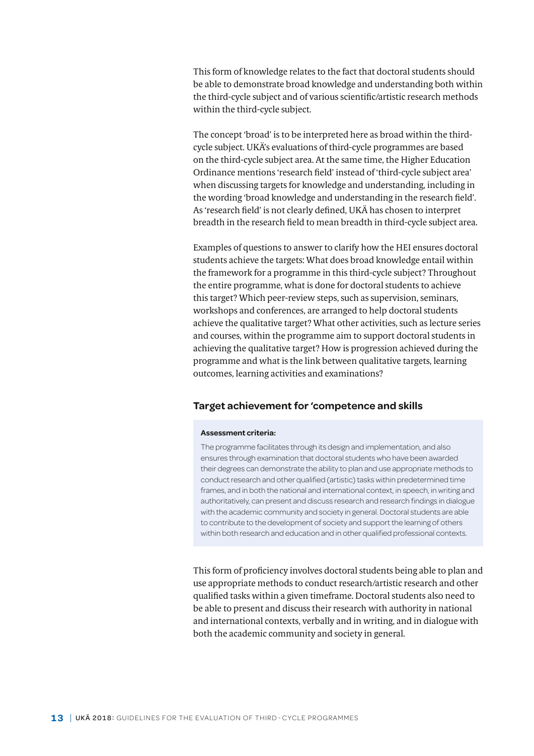This form of knowledge relates to the fact that doctoral students should be able to demonstrate broad knowledge and understanding both within the third-cycle subject and of various scientific/artistic research methods within the third-cycle subject.

The concept 'broad' is to be interpreted here as broad within the third-cycle subject. UKÄ's evaluations of third-cycle programmes are based on the third-cycle subject area. At the same time, the Higher Education Ordinance mentions 'research field' instead of 'third-cycle subject area' when discussing targets for knowledge and understanding, including in the wording 'broad knowledge and understanding in the research field'. As 'research field' is not clearly defined, UKÄ has chosen to interpret breadth in the research field to mean breadth in third-cycle subject area.

Examples of questions to answer to clarify how the HEI ensures doctoral students achieve the targets: What does broad knowledge entail within the framework for a programme in this third-cycle subject? Throughout the entire programme, what is done for doctoral students to achieve this target? Which peer-review steps, such as supervision, seminars, workshops and conferences, are arranged to help doctoral students achieve the qualitative target? What other activities, such as lecture series and courses, within the programme aim to support doctoral students in achieving the qualitative target? How is progression achieved during the programme and what is the link between qualitative targets, learning outcomes, learning activities and examinations?

### Target achievement for 'competence and skills

**Assessment criteria:**

The programme facilitates through its design and implementation, and also ensures through examination that doctoral students who have been awarded their degrees can demonstrate the ability to plan and use appropriate methods to conduct research and other qualified (artistic) tasks within predetermined time frames, and in both the national and international context, in speech, in writing and authoritatively, can present and discuss research and research findings in dialogue with the academic community and society in general. Doctoral students are able to contribute to the development of society and support the learning of others within both research and education and in other qualified professional contexts.

This form of proficiency involves doctoral students being able to plan and use appropriate methods to conduct research/artistic research and other qualified tasks within a given timeframe. Doctoral students also need to be able to present and discuss their research with authority in national and international contexts, verbally and in writing, and in dialogue with both the academic community and society in general.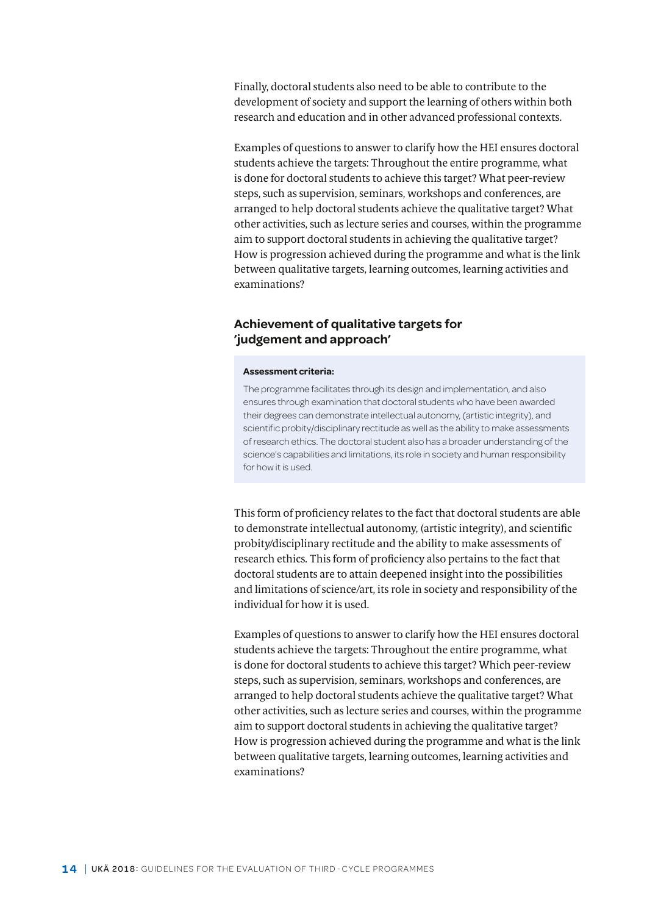Finally, doctoral students also need to be able to contribute to the development of society and support the learning of others within both research and education and in other advanced professional contexts.

Examples of questions to answer to clarify how the HEI ensures doctoral students achieve the targets: Throughout the entire programme, what is done for doctoral students to achieve this target? What peer-review steps, such as supervision, seminars, workshops and conferences, are arranged to help doctoral students achieve the qualitative target? What other activities, such as lecture series and courses, within the programme aim to support doctoral students in achieving the qualitative target? How is progression achieved during the programme and what is the link between qualitative targets, learning outcomes, learning activities and examinations?

### Achievement of qualitative targets for 'judgement and approach'

> **Assessment criteria:**
>
> The programme facilitates through its design and implementation, and also ensures through examination that doctoral students who have been awarded their degrees can demonstrate intellectual autonomy, (artistic integrity), and scientific probity/disciplinary rectitude as well as the ability to make assessments of research ethics. The doctoral student also has a broader understanding of the science's capabilities and limitations, its role in society and human responsibility for how it is used.

This form of proficiency relates to the fact that doctoral students are able to demonstrate intellectual autonomy, (artistic integrity), and scientific probity/disciplinary rectitude and the ability to make assessments of research ethics. This form of proficiency also pertains to the fact that doctoral students are to attain deepened insight into the possibilities and limitations of science/art, its role in society and responsibility of the individual for how it is used.

Examples of questions to answer to clarify how the HEI ensures doctoral students achieve the targets: Throughout the entire programme, what is done for doctoral students to achieve this target? Which peer-review steps, such as supervision, seminars, workshops and conferences, are arranged to help doctoral students achieve the qualitative target? What other activities, such as lecture series and courses, within the programme aim to support doctoral students in achieving the qualitative target? How is progression achieved during the programme and what is the link between qualitative targets, learning outcomes, learning activities and examinations?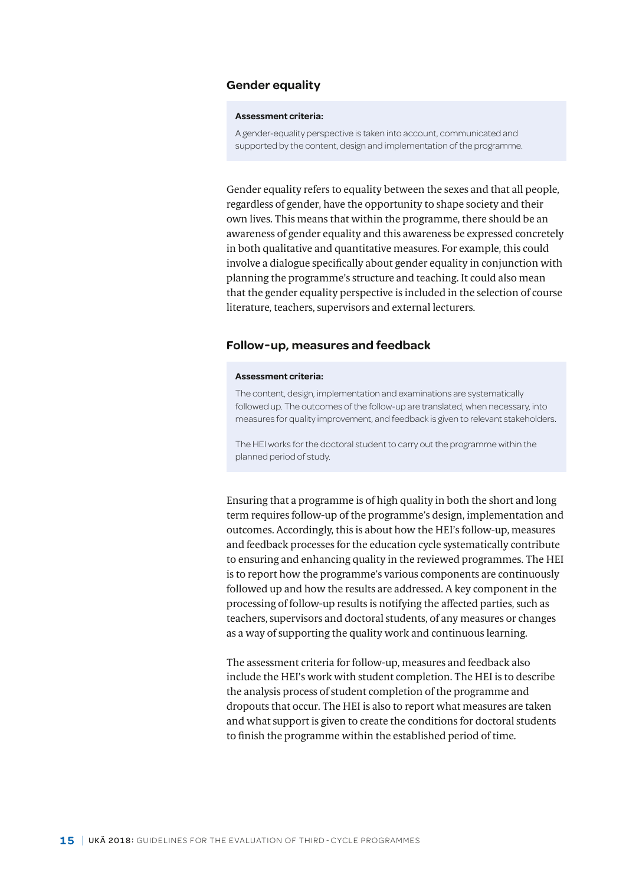## Gender equality

**Assessment criteria:**

A gender-equality perspective is taken into account, communicated and supported by the content, design and implementation of the programme.

Gender equality refers to equality between the sexes and that all people, regardless of gender, have the opportunity to shape society and their own lives. This means that within the programme, there should be an awareness of gender equality and this awareness be expressed concretely in both qualitative and quantitative measures. For example, this could involve a dialogue specifically about gender equality in conjunction with planning the programme's structure and teaching. It could also mean that the gender equality perspective is included in the selection of course literature, teachers, supervisors and external lecturers.

## Follow-up, measures and feedback

**Assessment criteria:**

The content, design, implementation and examinations are systematically followed up. The outcomes of the follow-up are translated, when necessary, into measures for quality improvement, and feedback is given to relevant stakeholders.

The HEI works for the doctoral student to carry out the programme within the planned period of study.

Ensuring that a programme is of high quality in both the short and long term requires follow-up of the programme's design, implementation and outcomes. Accordingly, this is about how the HEI's follow-up, measures and feedback processes for the education cycle systematically contribute to ensuring and enhancing quality in the reviewed programmes. The HEI is to report how the programme's various components are continuously followed up and how the results are addressed. A key component in the processing of follow-up results is notifying the affected parties, such as teachers, supervisors and doctoral students, of any measures or changes as a way of supporting the quality work and continuous learning.

The assessment criteria for follow-up, measures and feedback also include the HEI's work with student completion. The HEI is to describe the analysis process of student completion of the programme and dropouts that occur. The HEI is also to report what measures are taken and what support is given to create the conditions for doctoral students to finish the programme within the established period of time.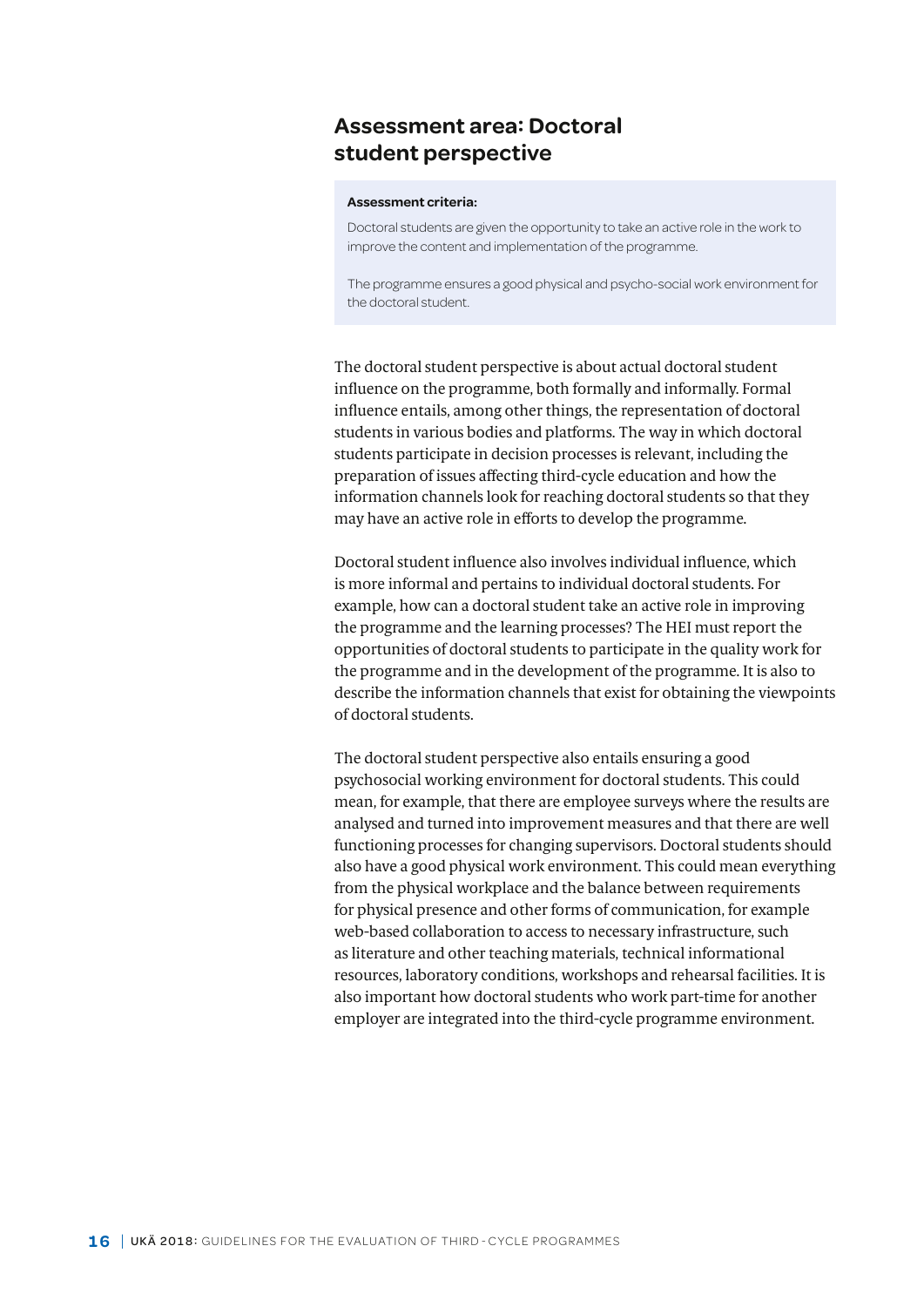## Assessment area: Doctoral student perspective

**Assessment criteria:**

Doctoral students are given the opportunity to take an active role in the work to improve the content and implementation of the programme.

The programme ensures a good physical and psycho-social work environment for the doctoral student.

The doctoral student perspective is about actual doctoral student influence on the programme, both formally and informally. Formal influence entails, among other things, the representation of doctoral students in various bodies and platforms. The way in which doctoral students participate in decision processes is relevant, including the preparation of issues affecting third-cycle education and how the information channels look for reaching doctoral students so that they may have an active role in efforts to develop the programme.

Doctoral student influence also involves individual influence, which is more informal and pertains to individual doctoral students. For example, how can a doctoral student take an active role in improving the programme and the learning processes? The HEI must report the opportunities of doctoral students to participate in the quality work for the programme and in the development of the programme. It is also to describe the information channels that exist for obtaining the viewpoints of doctoral students.

The doctoral student perspective also entails ensuring a good psychosocial working environment for doctoral students. This could mean, for example, that there are employee surveys where the results are analysed and turned into improvement measures and that there are well functioning processes for changing supervisors. Doctoral students should also have a good physical work environment. This could mean everything from the physical workplace and the balance between requirements for physical presence and other forms of communication, for example web-based collaboration to access to necessary infrastructure, such as literature and other teaching materials, technical informational resources, laboratory conditions, workshops and rehearsal facilities. It is also important how doctoral students who work part-time for another employer are integrated into the third-cycle programme environment.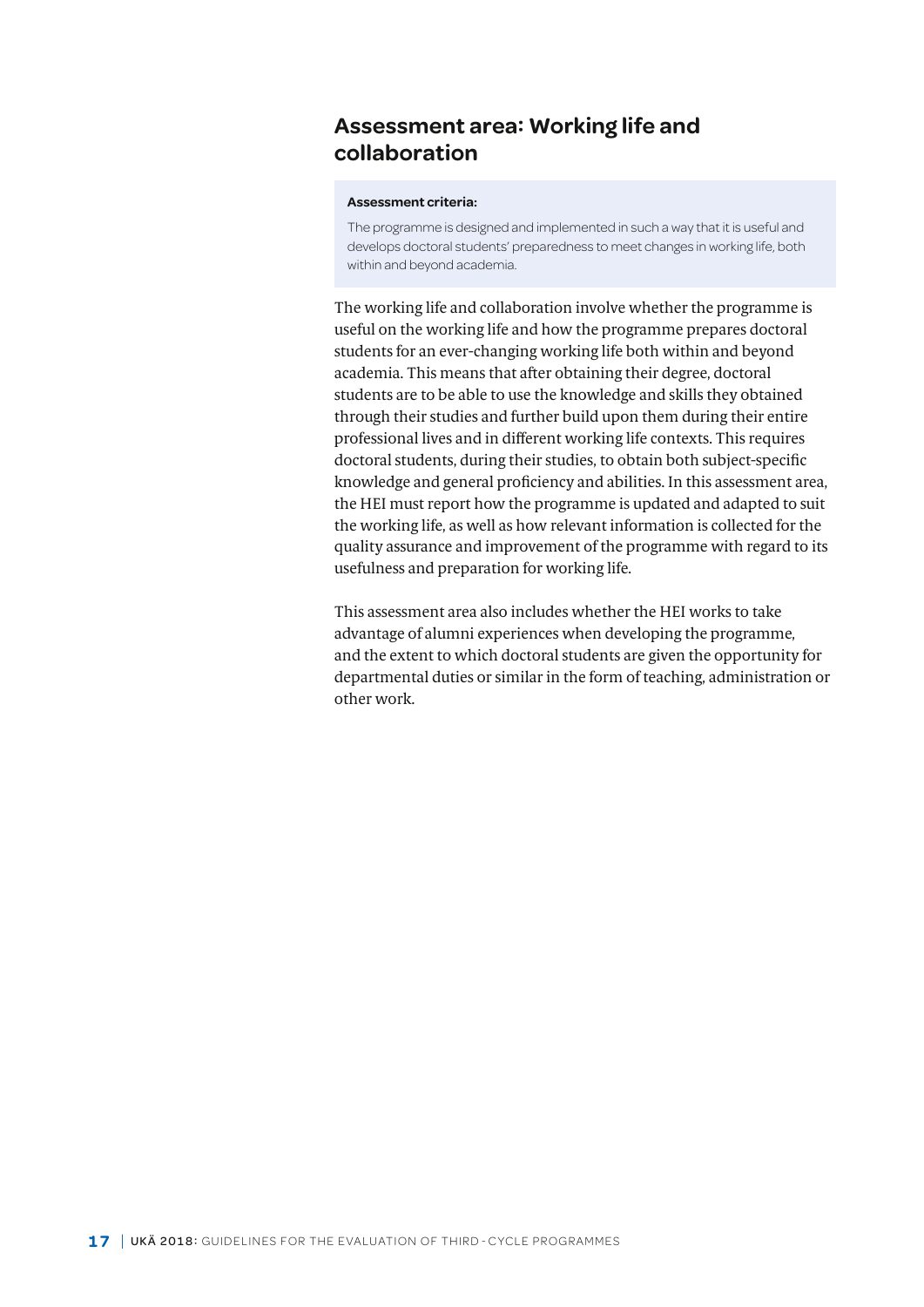## Assessment area: Working life and collaboration

> **Assessment criteria:**
>
> The programme is designed and implemented in such a way that it is useful and develops doctoral students' preparedness to meet changes in working life, both within and beyond academia.

The working life and collaboration involve whether the programme is useful on the working life and how the programme prepares doctoral students for an ever-changing working life both within and beyond academia. This means that after obtaining their degree, doctoral students are to be able to use the knowledge and skills they obtained through their studies and further build upon them during their entire professional lives and in different working life contexts. This requires doctoral students, during their studies, to obtain both subject-specific knowledge and general proficiency and abilities. In this assessment area, the HEI must report how the programme is updated and adapted to suit the working life, as well as how relevant information is collected for the quality assurance and improvement of the programme with regard to its usefulness and preparation for working life.

This assessment area also includes whether the HEI works to take advantage of alumni experiences when developing the programme, and the extent to which doctoral students are given the opportunity for departmental duties or similar in the form of teaching, administration or other work.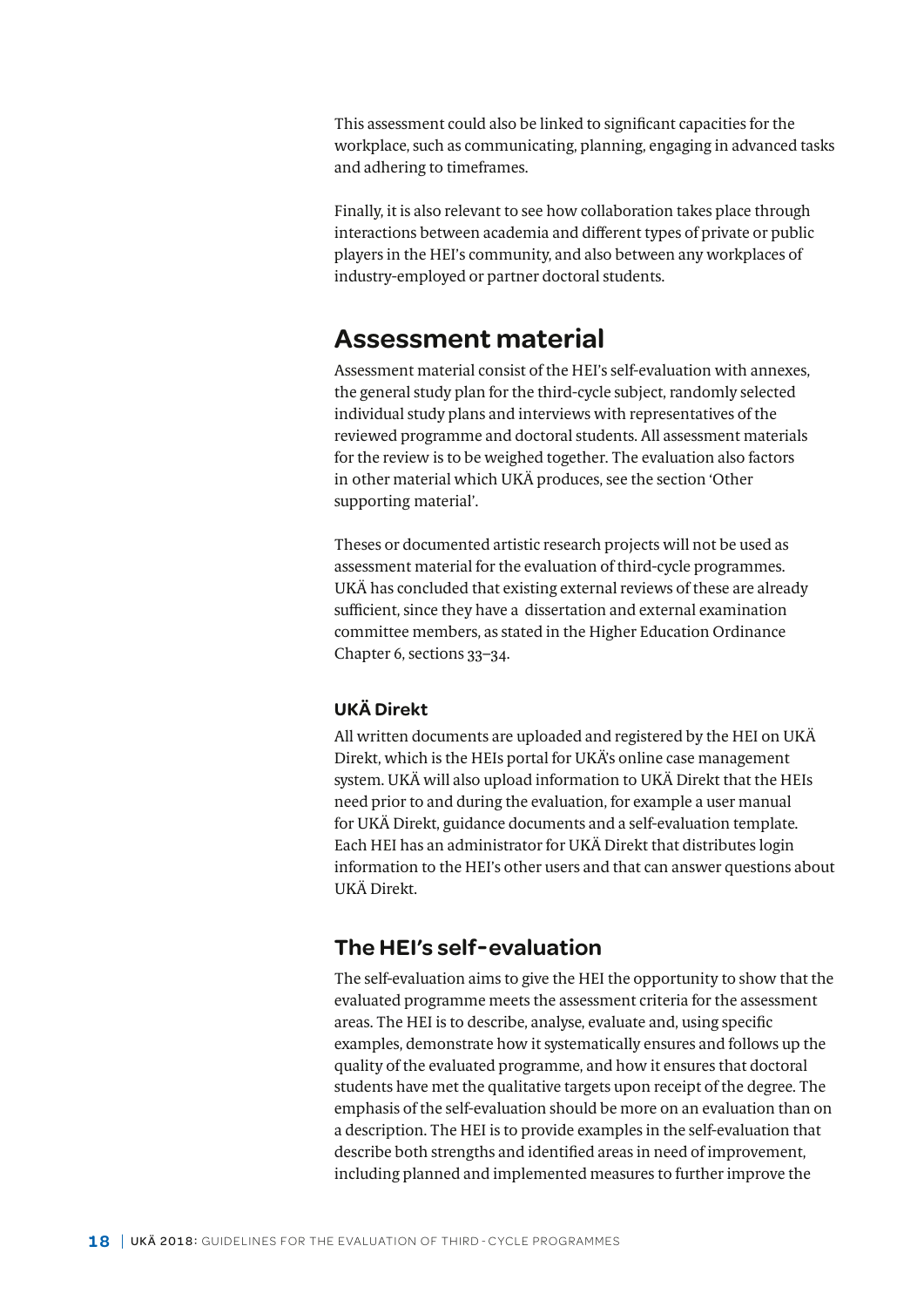This assessment could also be linked to significant capacities for the workplace, such as communicating, planning, engaging in advanced tasks and adhering to timeframes.

Finally, it is also relevant to see how collaboration takes place through interactions between academia and different types of private or public players in the HEI's community, and also between any workplaces of industry-employed or partner doctoral students.

## Assessment material

Assessment material consist of the HEI's self-evaluation with annexes, the general study plan for the third-cycle subject, randomly selected individual study plans and interviews with representatives of the reviewed programme and doctoral students. All assessment materials for the review is to be weighed together. The evaluation also factors in other material which UKÄ produces, see the section 'Other supporting material'.

Theses or documented artistic research projects will not be used as assessment material for the evaluation of third-cycle programmes. UKÄ has concluded that existing external reviews of these are already sufficient, since they have a dissertation and external examination committee members, as stated in the Higher Education Ordinance Chapter 6, sections 33–34.

### UKÄ Direkt

All written documents are uploaded and registered by the HEI on UKÄ Direkt, which is the HEIs portal for UKÄ's online case management system. UKÄ will also upload information to UKÄ Direkt that the HEIs need prior to and during the evaluation, for example a user manual for UKÄ Direkt, guidance documents and a self-evaluation template. Each HEI has an administrator for UKÄ Direkt that distributes login information to the HEI's other users and that can answer questions about UKÄ Direkt.

## The HEI's self-evaluation

The self-evaluation aims to give the HEI the opportunity to show that the evaluated programme meets the assessment criteria for the assessment areas. The HEI is to describe, analyse, evaluate and, using specific examples, demonstrate how it systematically ensures and follows up the quality of the evaluated programme, and how it ensures that doctoral students have met the qualitative targets upon receipt of the degree. The emphasis of the self-evaluation should be more on an evaluation than on a description. The HEI is to provide examples in the self-evaluation that describe both strengths and identified areas in need of improvement, including planned and implemented measures to further improve the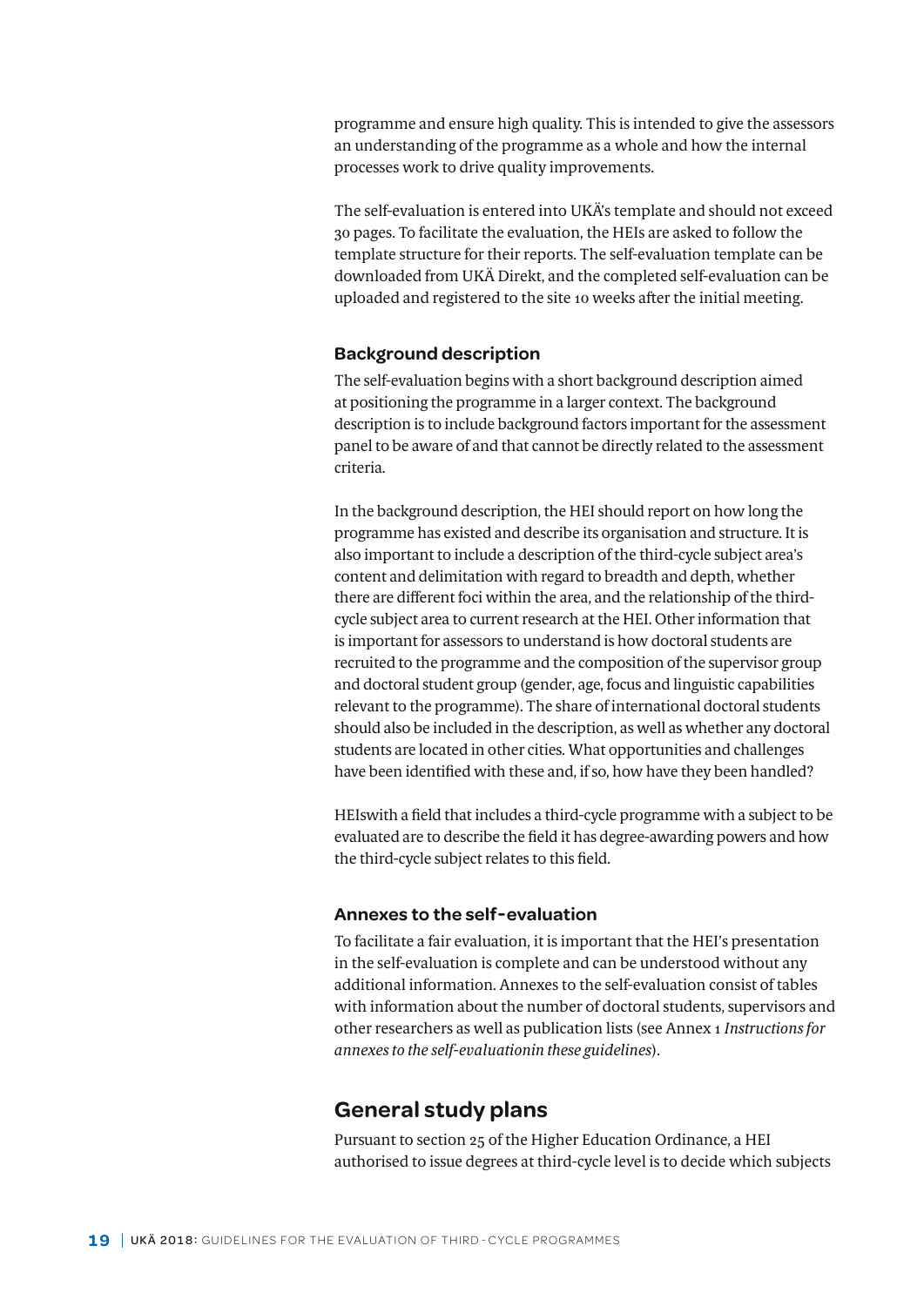programme and ensure high quality. This is intended to give the assessors an understanding of the programme as a whole and how the internal processes work to drive quality improvements.

The self-evaluation is entered into UKÄ's template and should not exceed 30 pages. To facilitate the evaluation, the HEIs are asked to follow the template structure for their reports. The self-evaluation template can be downloaded from UKÄ Direkt, and the completed self-evaluation can be uploaded and registered to the site 10 weeks after the initial meeting.

### Background description

The self-evaluation begins with a short background description aimed at positioning the programme in a larger context. The background description is to include background factors important for the assessment panel to be aware of and that cannot be directly related to the assessment criteria.

In the background description, the HEI should report on how long the programme has existed and describe its organisation and structure. It is also important to include a description of the third-cycle subject area's content and delimitation with regard to breadth and depth, whether there are different foci within the area, and the relationship of the third-cycle subject area to current research at the HEI. Other information that is important for assessors to understand is how doctoral students are recruited to the programme and the composition of the supervisor group and doctoral student group (gender, age, focus and linguistic capabilities relevant to the programme). The share of international doctoral students should also be included in the description, as well as whether any doctoral students are located in other cities. What opportunities and challenges have been identified with these and, if so, how have they been handled?

HEIswith a field that includes a third-cycle programme with a subject to be evaluated are to describe the field it has degree-awarding powers and how the third-cycle subject relates to this field.

### Annexes to the self-evaluation

To facilitate a fair evaluation, it is important that the HEI's presentation in the self-evaluation is complete and can be understood without any additional information. Annexes to the self-evaluation consist of tables with information about the number of doctoral students, supervisors and other researchers as well as publication lists (see Annex 1 *Instructions for annexes to the self-evaluationin these guidelines*).

## General study plans

Pursuant to section 25 of the Higher Education Ordinance, a HEI authorised to issue degrees at third-cycle level is to decide which subjects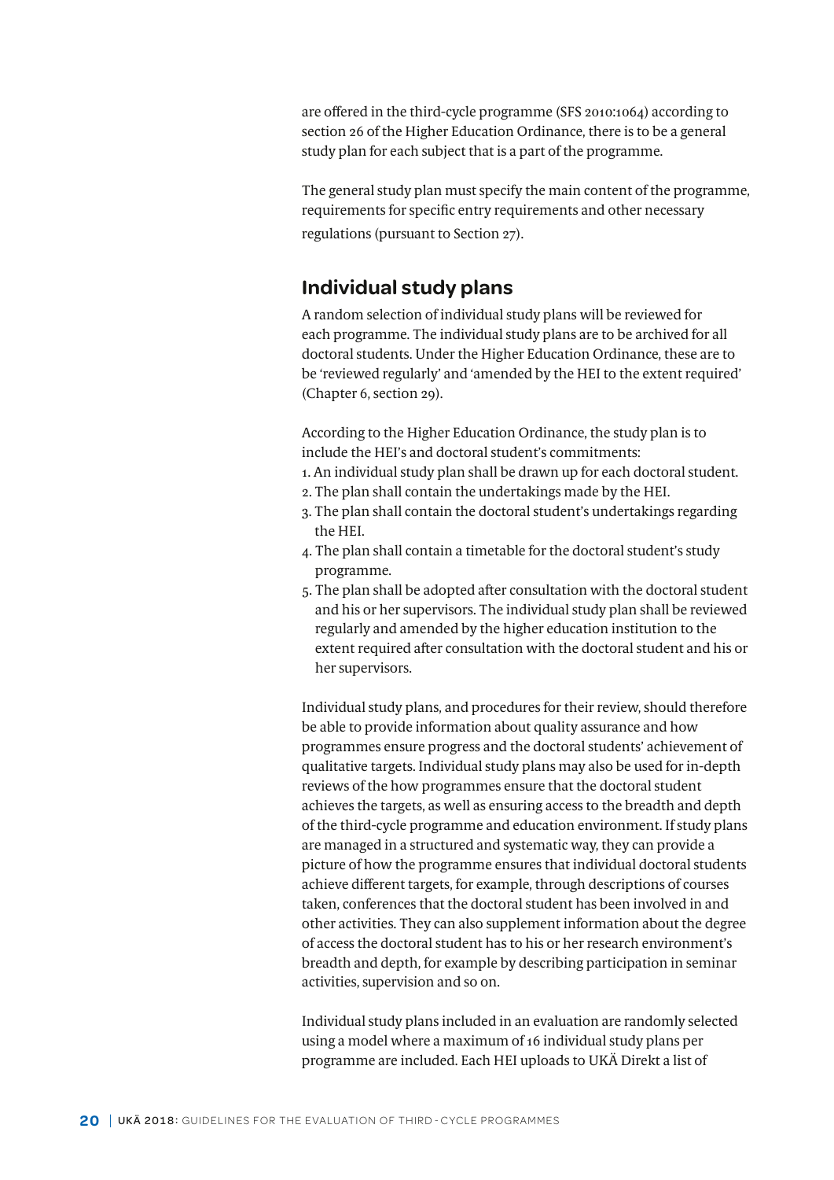are offered in the third-cycle programme (SFS 2010:1064) according to section 26 of the Higher Education Ordinance, there is to be a general study plan for each subject that is a part of the programme.

The general study plan must specify the main content of the programme, requirements for specific entry requirements and other necessary regulations (pursuant to Section 27).

## Individual study plans

A random selection of individual study plans will be reviewed for each programme. The individual study plans are to be archived for all doctoral students. Under the Higher Education Ordinance, these are to be 'reviewed regularly' and 'amended by the HEI to the extent required' (Chapter 6, section 29).

According to the Higher Education Ordinance, the study plan is to include the HEI's and doctoral student's commitments:

1. An individual study plan shall be drawn up for each doctoral student.
2. The plan shall contain the undertakings made by the HEI.
3. The plan shall contain the doctoral student's undertakings regarding the HEI.
4. The plan shall contain a timetable for the doctoral student's study programme.
5. The plan shall be adopted after consultation with the doctoral student and his or her supervisors. The individual study plan shall be reviewed regularly and amended by the higher education institution to the extent required after consultation with the doctoral student and his or her supervisors.

Individual study plans, and procedures for their review, should therefore be able to provide information about quality assurance and how programmes ensure progress and the doctoral students' achievement of qualitative targets. Individual study plans may also be used for in-depth reviews of the how programmes ensure that the doctoral student achieves the targets, as well as ensuring access to the breadth and depth of the third-cycle programme and education environment. If study plans are managed in a structured and systematic way, they can provide a picture of how the programme ensures that individual doctoral students achieve different targets, for example, through descriptions of courses taken, conferences that the doctoral student has been involved in and other activities. They can also supplement information about the degree of access the doctoral student has to his or her research environment's breadth and depth, for example by describing participation in seminar activities, supervision and so on.

Individual study plans included in an evaluation are randomly selected using a model where a maximum of 16 individual study plans per programme are included. Each HEI uploads to UKÄ Direkt a list of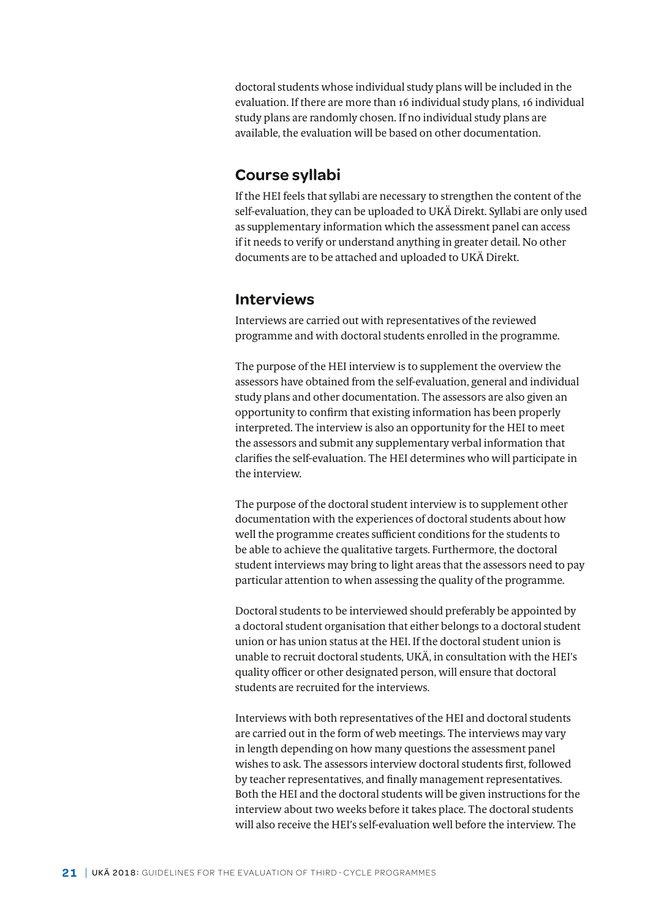doctoral students whose individual study plans will be included in the evaluation. If there are more than 16 individual study plans, 16 individual study plans are randomly chosen. If no individual study plans are available, the evaluation will be based on other documentation.

## Course syllabi

If the HEI feels that syllabi are necessary to strengthen the content of the self-evaluation, they can be uploaded to UKÄ Direkt. Syllabi are only used as supplementary information which the assessment panel can access if it needs to verify or understand anything in greater detail. No other documents are to be attached and uploaded to UKÄ Direkt.

## Interviews

Interviews are carried out with representatives of the reviewed programme and with doctoral students enrolled in the programme.

The purpose of the HEI interview is to supplement the overview the assessors have obtained from the self-evaluation, general and individual study plans and other documentation. The assessors are also given an opportunity to confirm that existing information has been properly interpreted. The interview is also an opportunity for the HEI to meet the assessors and submit any supplementary verbal information that clarifies the self-evaluation. The HEI determines who will participate in the interview.

The purpose of the doctoral student interview is to supplement other documentation with the experiences of doctoral students about how well the programme creates sufficient conditions for the students to be able to achieve the qualitative targets. Furthermore, the doctoral student interviews may bring to light areas that the assessors need to pay particular attention to when assessing the quality of the programme.

Doctoral students to be interviewed should preferably be appointed by a doctoral student organisation that either belongs to a doctoral student union or has union status at the HEI. If the doctoral student union is unable to recruit doctoral students, UKÄ, in consultation with the HEI's quality officer or other designated person, will ensure that doctoral students are recruited for the interviews.

Interviews with both representatives of the HEI and doctoral students are carried out in the form of web meetings. The interviews may vary in length depending on how many questions the assessment panel wishes to ask. The assessors interview doctoral students first, followed by teacher representatives, and finally management representatives. Both the HEI and the doctoral students will be given instructions for the interview about two weeks before it takes place. The doctoral students will also receive the HEI's self-evaluation well before the interview. The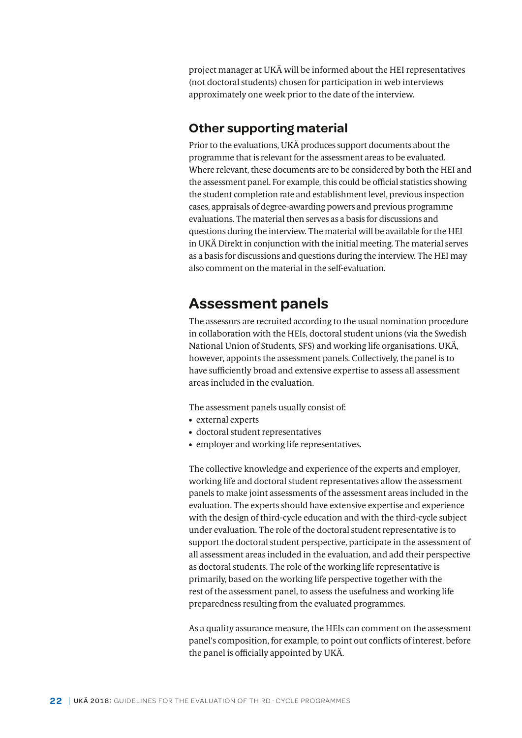project manager at UKÄ will be informed about the HEI representatives (not doctoral students) chosen for participation in web interviews approximately one week prior to the date of the interview.

### Other supporting material

Prior to the evaluations, UKÄ produces support documents about the programme that is relevant for the assessment areas to be evaluated. Where relevant, these documents are to be considered by both the HEI and the assessment panel. For example, this could be official statistics showing the student completion rate and establishment level, previous inspection cases, appraisals of degree-awarding powers and previous programme evaluations. The material then serves as a basis for discussions and questions during the interview. The material will be available for the HEI in UKÄ Direkt in conjunction with the initial meeting. The material serves as a basis for discussions and questions during the interview. The HEI may also comment on the material in the self-evaluation.

## Assessment panels

The assessors are recruited according to the usual nomination procedure in collaboration with the HEIs, doctoral student unions (via the Swedish National Union of Students, SFS) and working life organisations. UKÄ, however, appoints the assessment panels. Collectively, the panel is to have sufficiently broad and extensive expertise to assess all assessment areas included in the evaluation.

The assessment panels usually consist of:

- external experts
- doctoral student representatives
- employer and working life representatives.

The collective knowledge and experience of the experts and employer, working life and doctoral student representatives allow the assessment panels to make joint assessments of the assessment areas included in the evaluation. The experts should have extensive expertise and experience with the design of third-cycle education and with the third-cycle subject under evaluation. The role of the doctoral student representative is to support the doctoral student perspective, participate in the assessment of all assessment areas included in the evaluation, and add their perspective as doctoral students. The role of the working life representative is primarily, based on the working life perspective together with the rest of the assessment panel, to assess the usefulness and working life preparedness resulting from the evaluated programmes.

As a quality assurance measure, the HEIs can comment on the assessment panel's composition, for example, to point out conflicts of interest, before the panel is officially appointed by UKÄ.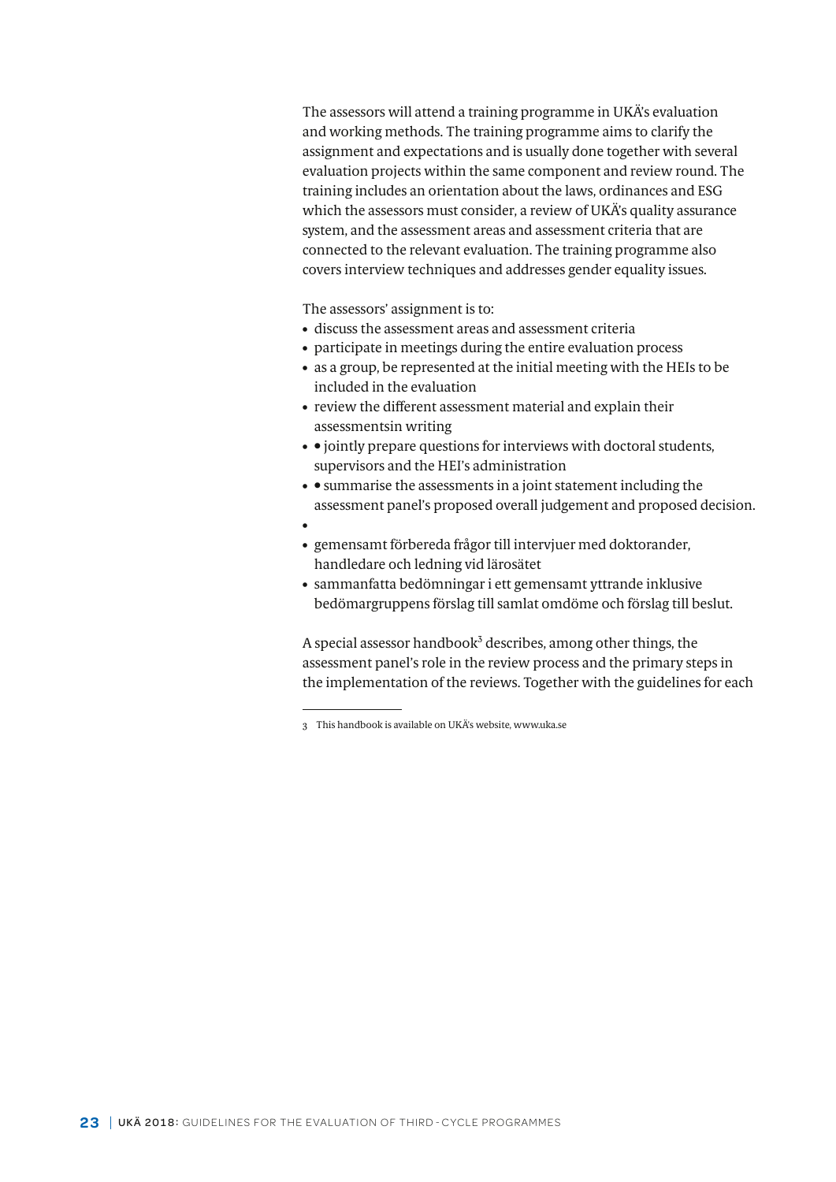The assessors will attend a training programme in UKÄ's evaluation and working methods. The training programme aims to clarify the assignment and expectations and is usually done together with several evaluation projects within the same component and review round. The training includes an orientation about the laws, ordinances and ESG which the assessors must consider, a review of UKÄ's quality assurance system, and the assessment areas and assessment criteria that are connected to the relevant evaluation. The training programme also covers interview techniques and addresses gender equality issues.

The assessors' assignment is to:

- discuss the assessment areas and assessment criteria
- participate in meetings during the entire evaluation process
- as a group, be represented at the initial meeting with the HEIs to be included in the evaluation
- review the different assessment material and explain their assessmentsin writing
- • jointly prepare questions for interviews with doctoral students, supervisors and the HEI's administration
- • summarise the assessments in a joint statement including the assessment panel's proposed overall judgement and proposed decision.
- 
- gemensamt förbereda frågor till intervjuer med doktorander, handledare och ledning vid lärosätet
- sammanfatta bedömningar i ett gemensamt yttrande inklusive bedömargruppens förslag till samlat omdöme och förslag till beslut.

A special assessor handbook[3] describes, among other things, the assessment panel's role in the review process and the primary steps in the implementation of the reviews. Together with the guidelines for each

3 This handbook is available on UKÄ's website, www.uka.se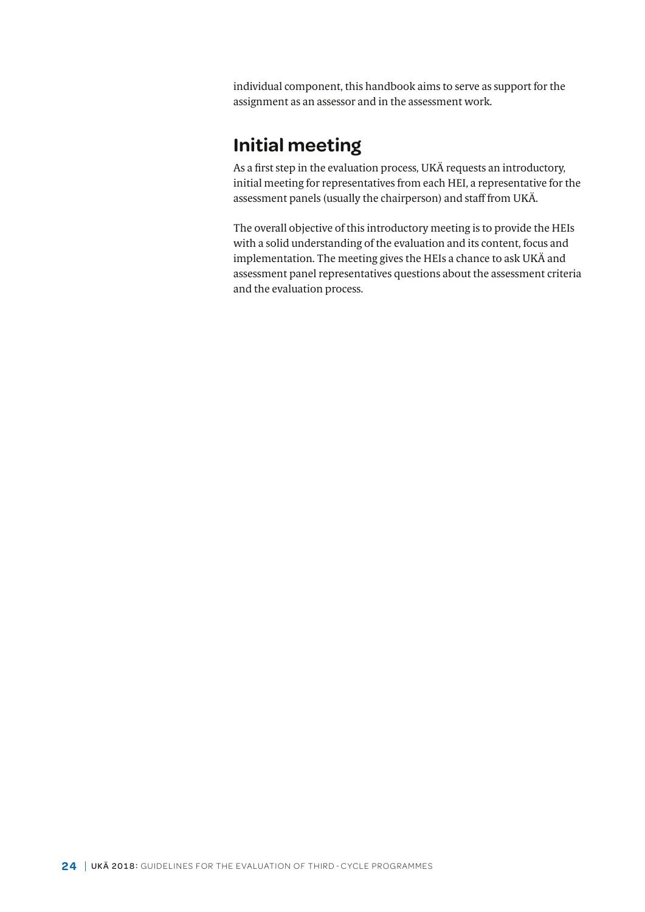individual component, this handbook aims to serve as support for the assignment as an assessor and in the assessment work.

## Initial meeting

As a first step in the evaluation process, UKÄ requests an introductory, initial meeting for representatives from each HEI, a representative for the assessment panels (usually the chairperson) and staff from UKÄ.

The overall objective of this introductory meeting is to provide the HEIs with a solid understanding of the evaluation and its content, focus and implementation. The meeting gives the HEIs a chance to ask UKÄ and assessment panel representatives questions about the assessment criteria and the evaluation process.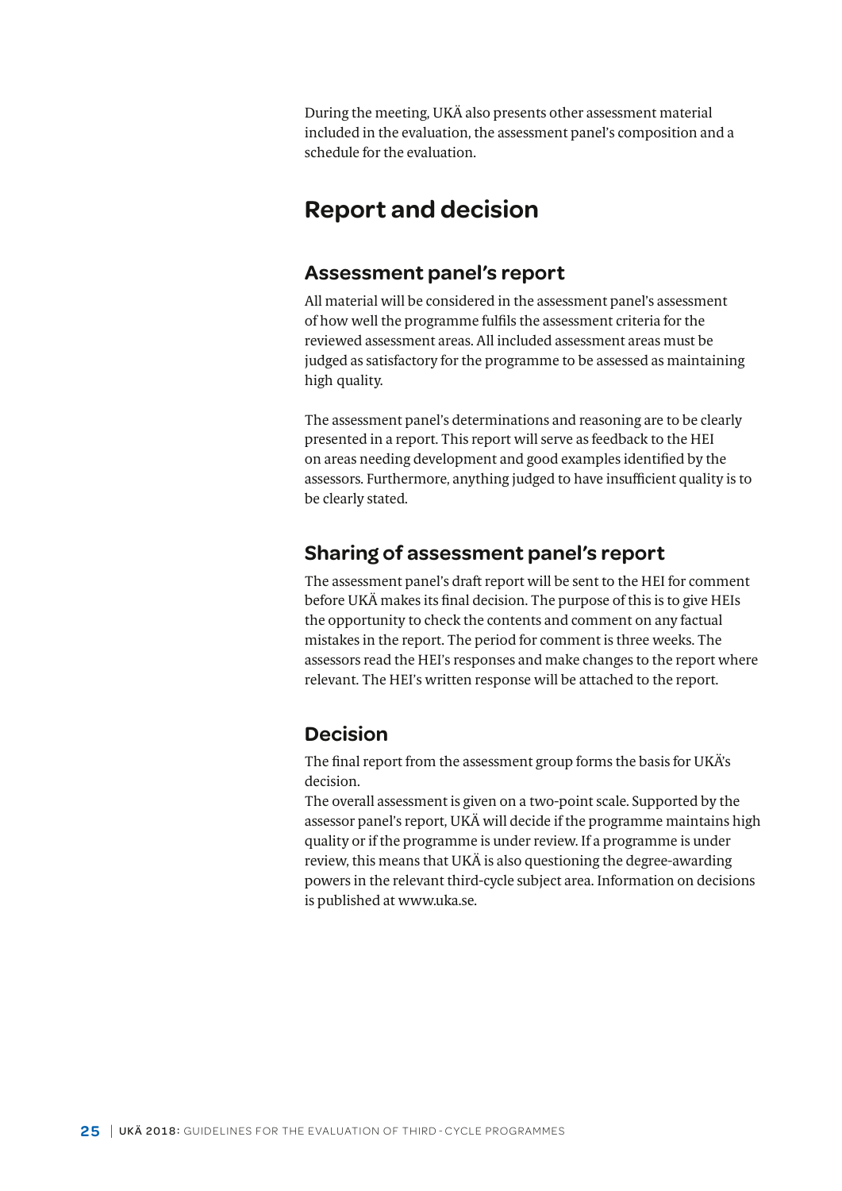During the meeting, UKÄ also presents other assessment material included in the evaluation, the assessment panel's composition and a schedule for the evaluation.

# Report and decision

## Assessment panel's report

All material will be considered in the assessment panel's assessment of how well the programme fulfils the assessment criteria for the reviewed assessment areas. All included assessment areas must be judged as satisfactory for the programme to be assessed as maintaining high quality.

The assessment panel's determinations and reasoning are to be clearly presented in a report. This report will serve as feedback to the HEI on areas needing development and good examples identified by the assessors. Furthermore, anything judged to have insufficient quality is to be clearly stated.

## Sharing of assessment panel's report

The assessment panel's draft report will be sent to the HEI for comment before UKÄ makes its final decision. The purpose of this is to give HEIs the opportunity to check the contents and comment on any factual mistakes in the report. The period for comment is three weeks. The assessors read the HEI's responses and make changes to the report where relevant. The HEI's written response will be attached to the report.

## Decision

The final report from the assessment group forms the basis for UKÄ's decision.
The overall assessment is given on a two-point scale. Supported by the assessor panel's report, UKÄ will decide if the programme maintains high quality or if the programme is under review. If a programme is under review, this means that UKÄ is also questioning the degree-awarding powers in the relevant third-cycle subject area. Information on decisions is published at www.uka.se.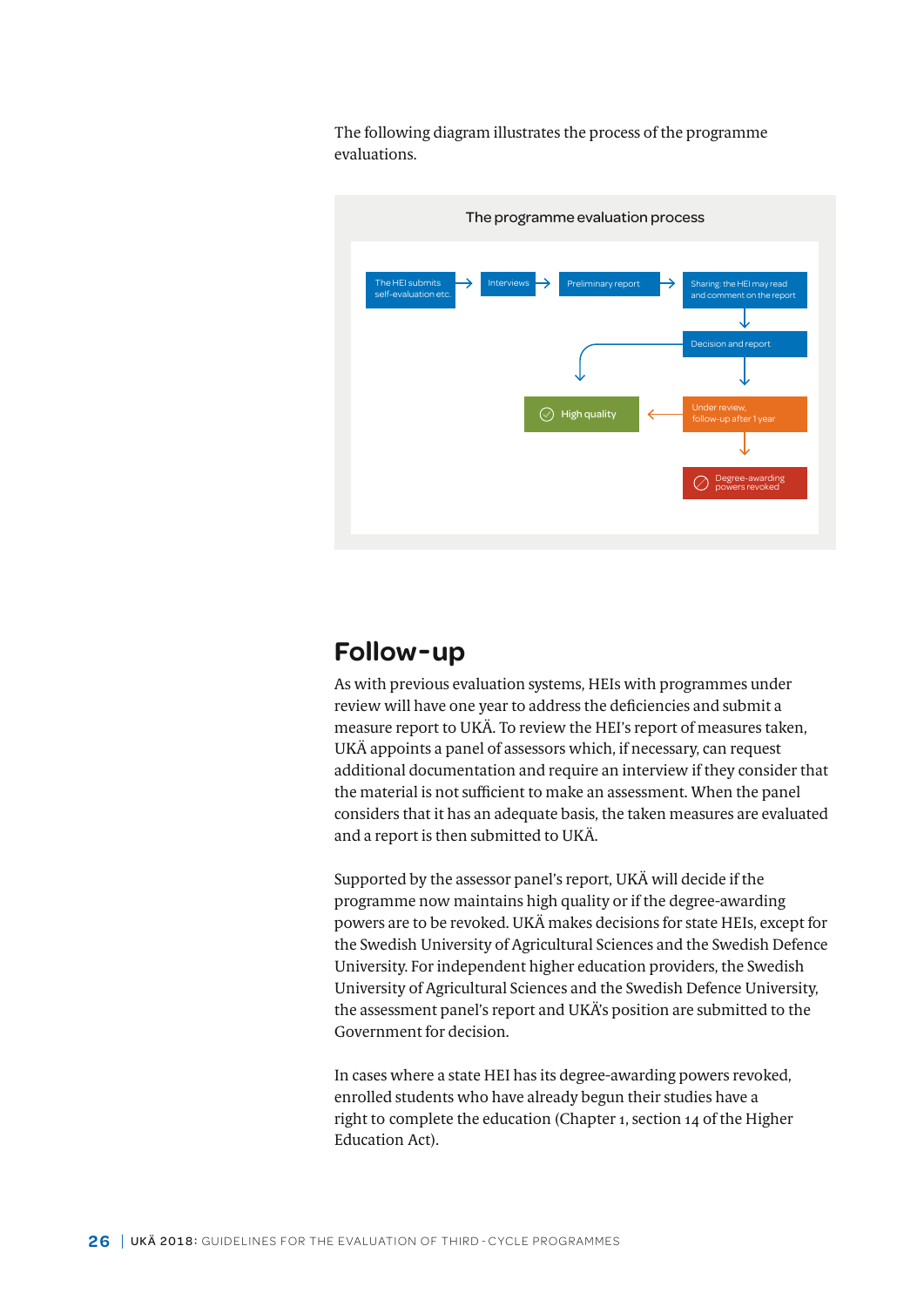The following diagram illustrates the process of the programme evaluations.

The programme evaluation process

The HEI submits self-evaluation etc. → Interviews → Preliminary report → Sharing: the HEI may read and comment on the report → Decision and report → High quality / Under review, follow-up after 1 year → High quality / Degree-awarding powers revoked

## Follow-up

As with previous evaluation systems, HEIs with programmes under review will have one year to address the deficiencies and submit a measure report to UKÄ. To review the HEI's report of measures taken, UKÄ appoints a panel of assessors which, if necessary, can request additional documentation and require an interview if they consider that the material is not sufficient to make an assessment. When the panel considers that it has an adequate basis, the taken measures are evaluated and a report is then submitted to UKÄ.

Supported by the assessor panel's report, UKÄ will decide if the programme now maintains high quality or if the degree-awarding powers are to be revoked. UKÄ makes decisions for state HEIs, except for the Swedish University of Agricultural Sciences and the Swedish Defence University. For independent higher education providers, the Swedish University of Agricultural Sciences and the Swedish Defence University, the assessment panel's report and UKÄ's position are submitted to the Government for decision.

In cases where a state HEI has its degree-awarding powers revoked, enrolled students who have already begun their studies have a right to complete the education (Chapter 1, section 14 of the Higher Education Act).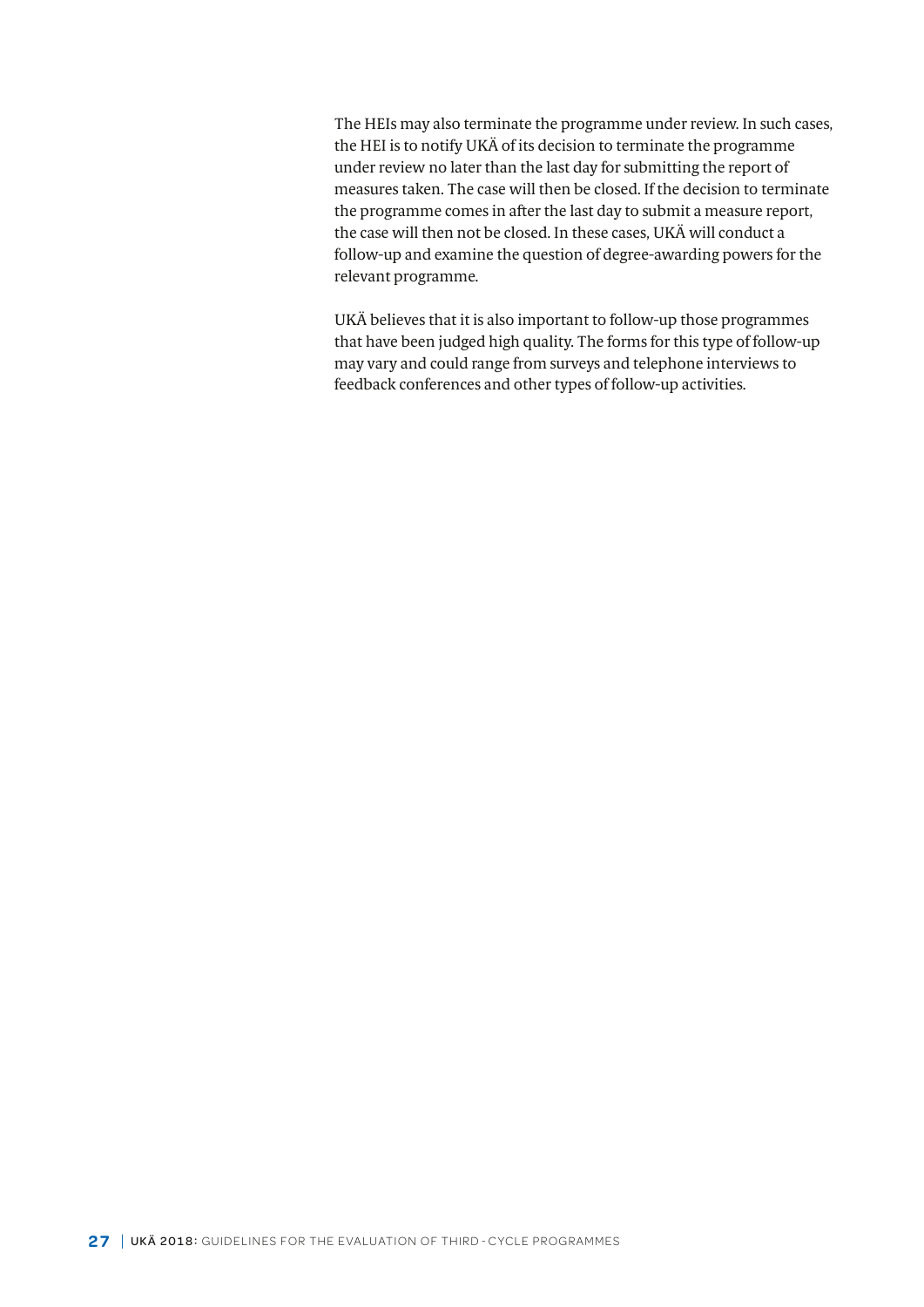The HEIs may also terminate the programme under review. In such cases, the HEI is to notify UKÄ of its decision to terminate the programme under review no later than the last day for submitting the report of measures taken. The case will then be closed. If the decision to terminate the programme comes in after the last day to submit a measure report, the case will then not be closed. In these cases, UKÄ will conduct a follow-up and examine the question of degree-awarding powers for the relevant programme.

UKÄ believes that it is also important to follow-up those programmes that have been judged high quality. The forms for this type of follow-up may vary and could range from surveys and telephone interviews to feedback conferences and other types of follow-up activities.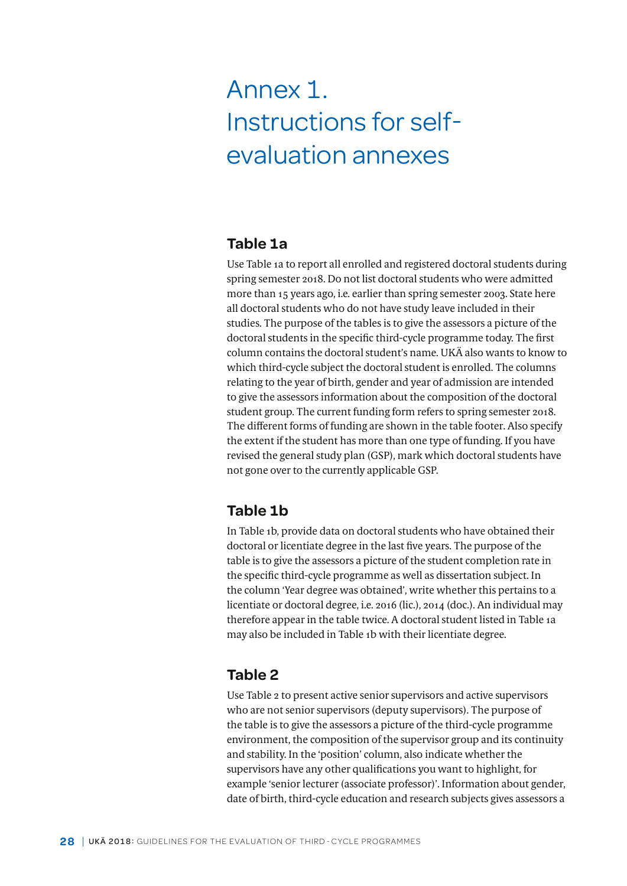# Annex 1. Instructions for self-evaluation annexes

## Table 1a

Use Table 1a to report all enrolled and registered doctoral students during spring semester 2018. Do not list doctoral students who were admitted more than 15 years ago, i.e. earlier than spring semester 2003. State here all doctoral students who do not have study leave included in their studies. The purpose of the tables is to give the assessors a picture of the doctoral students in the specific third-cycle programme today. The first column contains the doctoral student's name. UKÄ also wants to know to which third-cycle subject the doctoral student is enrolled. The columns relating to the year of birth, gender and year of admission are intended to give the assessors information about the composition of the doctoral student group. The current funding form refers to spring semester 2018. The different forms of funding are shown in the table footer. Also specify the extent if the student has more than one type of funding. If you have revised the general study plan (GSP), mark which doctoral students have not gone over to the currently applicable GSP.

## Table 1b

In Table 1b, provide data on doctoral students who have obtained their doctoral or licentiate degree in the last five years. The purpose of the table is to give the assessors a picture of the student completion rate in the specific third-cycle programme as well as dissertation subject. In the column 'Year degree was obtained', write whether this pertains to a licentiate or doctoral degree, i.e. 2016 (lic.), 2014 (doc.). An individual may therefore appear in the table twice. A doctoral student listed in Table 1a may also be included in Table 1b with their licentiate degree.

## Table 2

Use Table 2 to present active senior supervisors and active supervisors who are not senior supervisors (deputy supervisors). The purpose of the table is to give the assessors a picture of the third-cycle programme environment, the composition of the supervisor group and its continuity and stability. In the 'position' column, also indicate whether the supervisors have any other qualifications you want to highlight, for example 'senior lecturer (associate professor)'. Information about gender, date of birth, third-cycle education and research subjects gives assessors a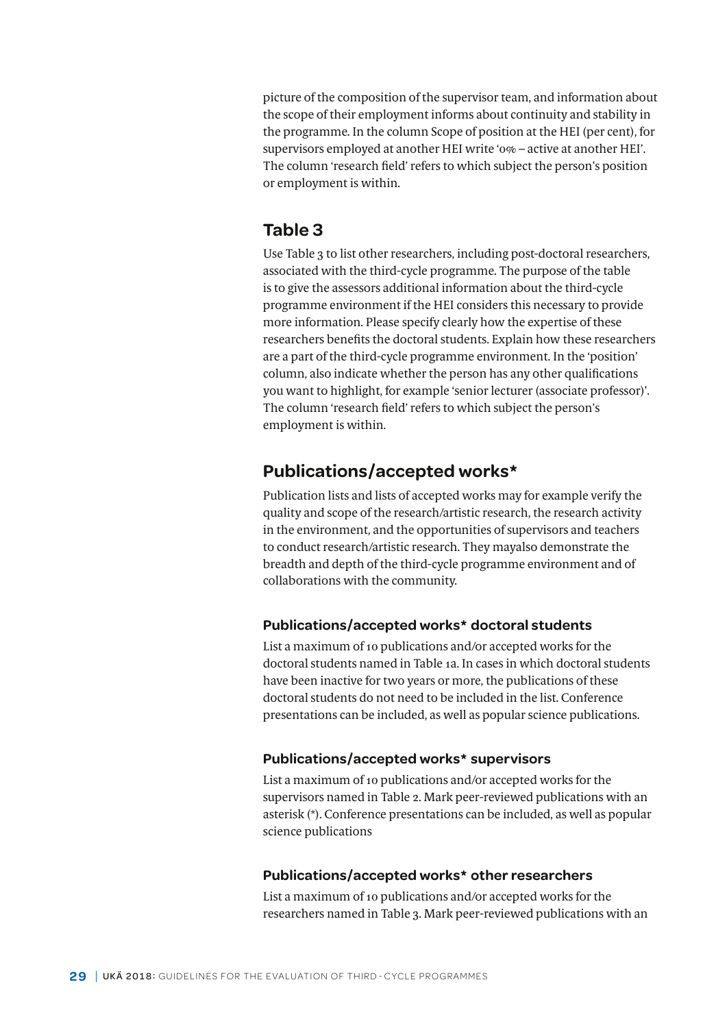picture of the composition of the supervisor team, and information about the scope of their employment informs about continuity and stability in the programme. In the column Scope of position at the HEI (per cent), for supervisors employed at another HEI write '0% – active at another HEI'. The column 'research field' refers to which subject the person's position or employment is within.

## Table 3

Use Table 3 to list other researchers, including post-doctoral researchers, associated with the third-cycle programme. The purpose of the table is to give the assessors additional information about the third-cycle programme environment if the HEI considers this necessary to provide more information. Please specify clearly how the expertise of these researchers benefits the doctoral students. Explain how these researchers are a part of the third-cycle programme environment. In the 'position' column, also indicate whether the person has any other qualifications you want to highlight, for example 'senior lecturer (associate professor)'. The column 'research field' refers to which subject the person's employment is within.

## Publications/accepted works*

Publication lists and lists of accepted works may for example verify the quality and scope of the research/artistic research, the research activity in the environment, and the opportunities of supervisors and teachers to conduct research/artistic research. They mayalso demonstrate the breadth and depth of the third-cycle programme environment and of collaborations with the community.

### Publications/accepted works* doctoral students

List a maximum of 10 publications and/or accepted works for the doctoral students named in Table 1a. In cases in which doctoral students have been inactive for two years or more, the publications of these doctoral students do not need to be included in the list. Conference presentations can be included, as well as popular science publications.

### Publications/accepted works* supervisors

List a maximum of 10 publications and/or accepted works for the supervisors named in Table 2. Mark peer-reviewed publications with an asterisk (*). Conference presentations can be included, as well as popular science publications

### Publications/accepted works* other researchers

List a maximum of 10 publications and/or accepted works for the researchers named in Table 3. Mark peer-reviewed publications with an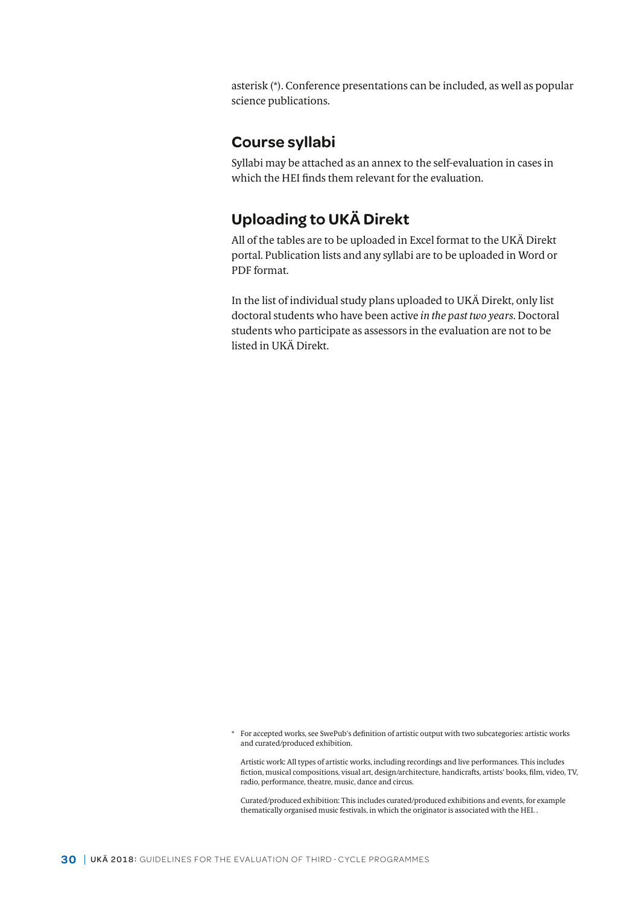asterisk (*). Conference presentations can be included, as well as popular science publications.

## Course syllabi

Syllabi may be attached as an annex to the self-evaluation in cases in which the HEI finds them relevant for the evaluation.

## Uploading to UKÄ Direkt

All of the tables are to be uploaded in Excel format to the UKÄ Direkt portal. Publication lists and any syllabi are to be uploaded in Word or PDF format.

In the list of individual study plans uploaded to UKÄ Direkt, only list doctoral students who have been active *in the past two years*. Doctoral students who participate as assessors in the evaluation are not to be listed in UKÄ Direkt.

* For accepted works, see SwePub's definition of artistic output with two subcategories: artistic works and curated/produced exhibition.

Artistic work: All types of artistic works, including recordings and live performances. This includes fiction, musical compositions, visual art, design/architecture, handicrafts, artists' books, film, video, TV, radio, performance, theatre, music, dance and circus.

Curated/produced exhibition: This includes curated/produced exhibitions and events, for example thematically organised music festivals, in which the originator is associated with the HEI. .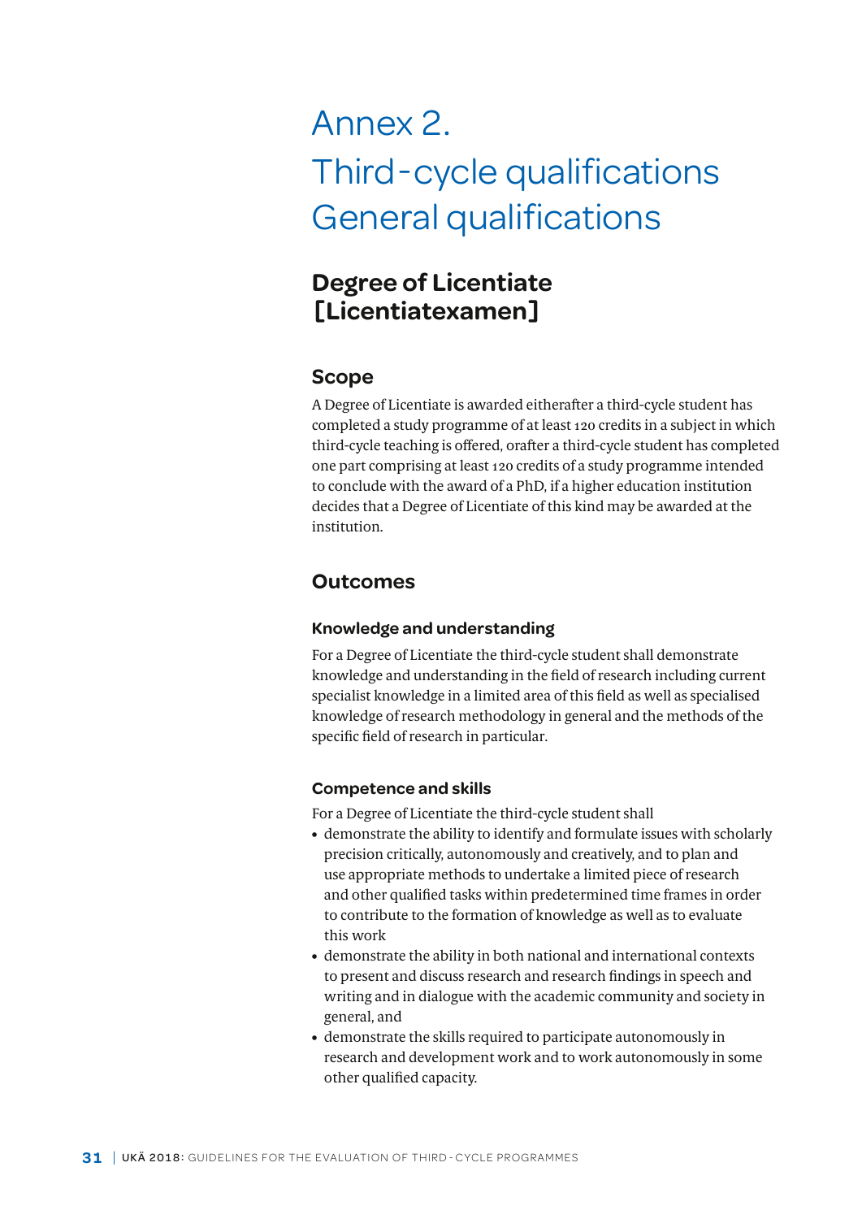# Annex 2. Third-cycle qualifications General qualifications

## Degree of Licentiate [Licentiatexamen]

### Scope

A Degree of Licentiate is awarded eitherafter a third-cycle student has completed a study programme of at least 120 credits in a subject in which third-cycle teaching is offered, orafter a third-cycle student has completed one part comprising at least 120 credits of a study programme intended to conclude with the award of a PhD, if a higher education institution decides that a Degree of Licentiate of this kind may be awarded at the institution.

### Outcomes

#### Knowledge and understanding

For a Degree of Licentiate the third-cycle student shall demonstrate knowledge and understanding in the field of research including current specialist knowledge in a limited area of this field as well as specialised knowledge of research methodology in general and the methods of the specific field of research in particular.

#### Competence and skills

For a Degree of Licentiate the third-cycle student shall

- demonstrate the ability to identify and formulate issues with scholarly precision critically, autonomously and creatively, and to plan and use appropriate methods to undertake a limited piece of research and other qualified tasks within predetermined time frames in order to contribute to the formation of knowledge as well as to evaluate this work
- demonstrate the ability in both national and international contexts to present and discuss research and research findings in speech and writing and in dialogue with the academic community and society in general, and
- demonstrate the skills required to participate autonomously in research and development work and to work autonomously in some other qualified capacity.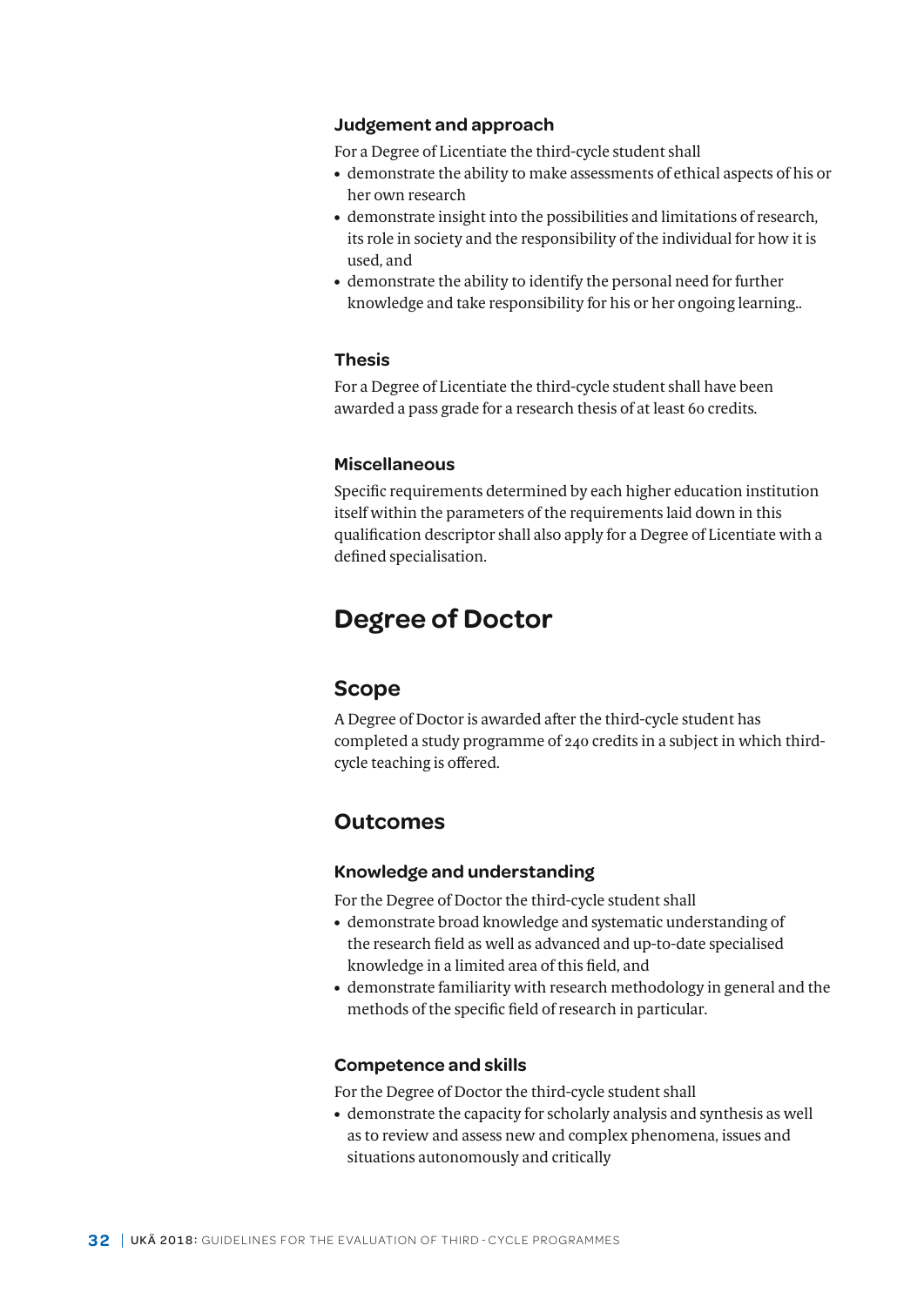### Judgement and approach

For a Degree of Licentiate the third-cycle student shall

- demonstrate the ability to make assessments of ethical aspects of his or her own research
- demonstrate insight into the possibilities and limitations of research, its role in society and the responsibility of the individual for how it is used, and
- demonstrate the ability to identify the personal need for further knowledge and take responsibility for his or her ongoing learning..

### Thesis

For a Degree of Licentiate the third-cycle student shall have been awarded a pass grade for a research thesis of at least 60 credits.

### Miscellaneous

Specific requirements determined by each higher education institution itself within the parameters of the requirements laid down in this qualification descriptor shall also apply for a Degree of Licentiate with a defined specialisation.

# Degree of Doctor

## Scope

A Degree of Doctor is awarded after the third-cycle student has completed a study programme of 240 credits in a subject in which third-cycle teaching is offered.

## Outcomes

### Knowledge and understanding

For the Degree of Doctor the third-cycle student shall

- demonstrate broad knowledge and systematic understanding of the research field as well as advanced and up-to-date specialised knowledge in a limited area of this field, and
- demonstrate familiarity with research methodology in general and the methods of the specific field of research in particular.

### Competence and skills

For the Degree of Doctor the third-cycle student shall

- demonstrate the capacity for scholarly analysis and synthesis as well as to review and assess new and complex phenomena, issues and situations autonomously and critically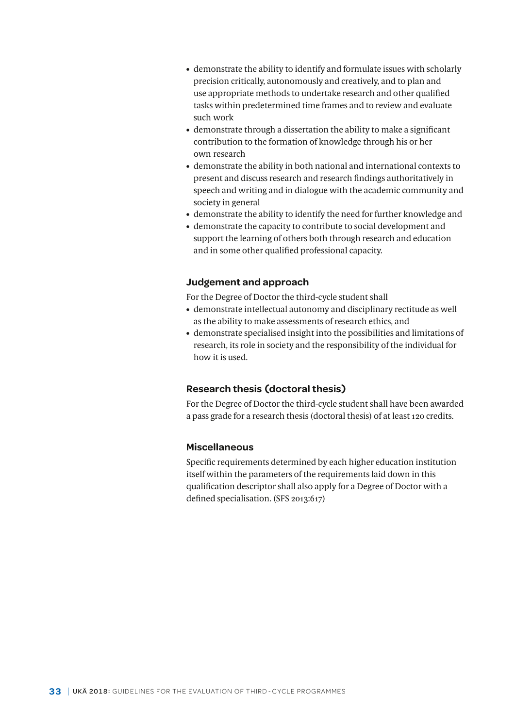- demonstrate the ability to identify and formulate issues with scholarly precision critically, autonomously and creatively, and to plan and use appropriate methods to undertake research and other qualified tasks within predetermined time frames and to review and evaluate such work
- demonstrate through a dissertation the ability to make a significant contribution to the formation of knowledge through his or her own research
- demonstrate the ability in both national and international contexts to present and discuss research and research findings authoritatively in speech and writing and in dialogue with the academic community and society in general
- demonstrate the ability to identify the need for further knowledge and
- demonstrate the capacity to contribute to social development and support the learning of others both through research and education and in some other qualified professional capacity.

### Judgement and approach

For the Degree of Doctor the third-cycle student shall

- demonstrate intellectual autonomy and disciplinary rectitude as well as the ability to make assessments of research ethics, and
- demonstrate specialised insight into the possibilities and limitations of research, its role in society and the responsibility of the individual for how it is used.

### Research thesis (doctoral thesis)

For the Degree of Doctor the third-cycle student shall have been awarded a pass grade for a research thesis (doctoral thesis) of at least 120 credits.

### Miscellaneous

Specific requirements determined by each higher education institution itself within the parameters of the requirements laid down in this qualification descriptor shall also apply for a Degree of Doctor with a defined specialisation. (SFS 2013:617)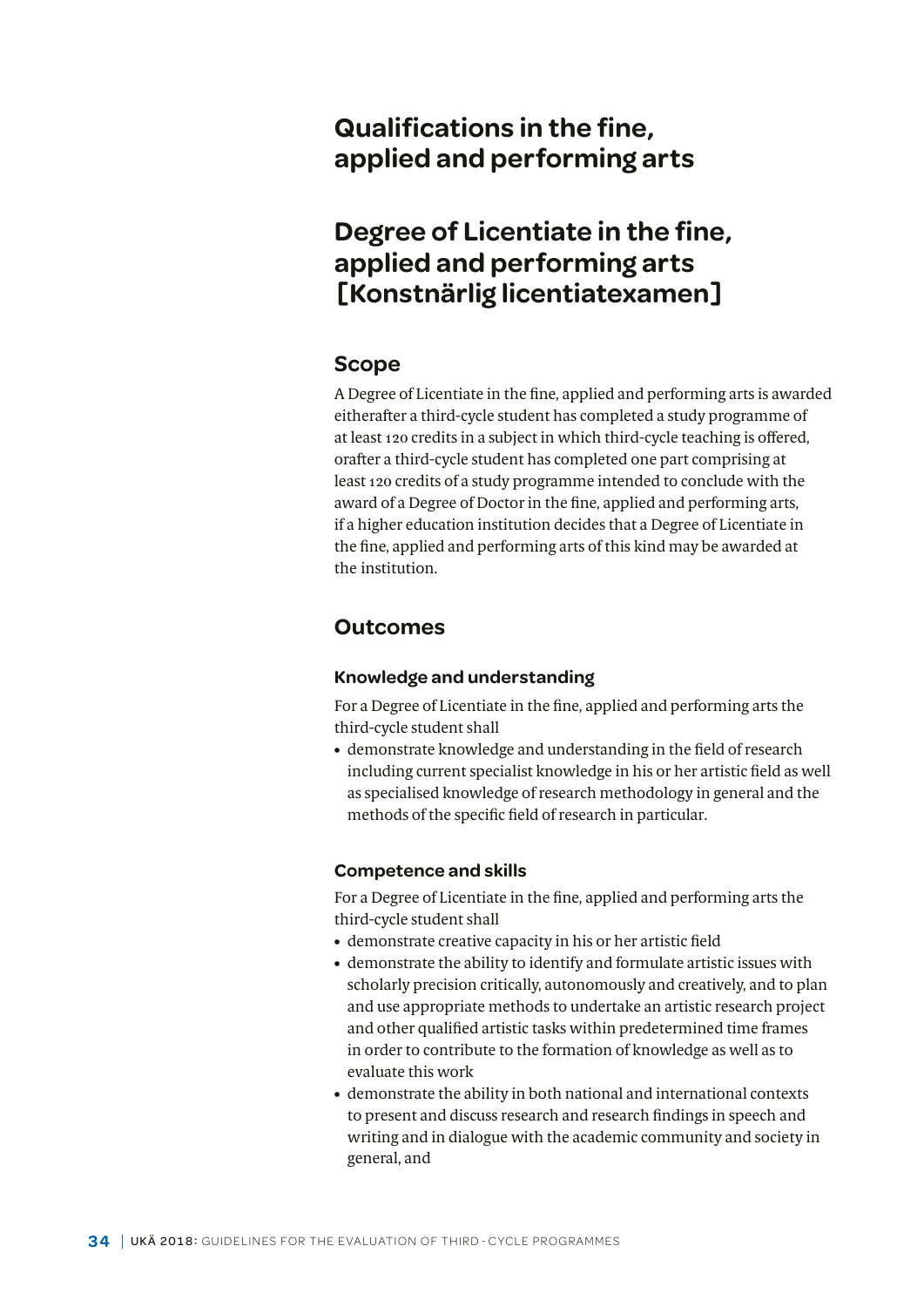# Qualifications in the fine, applied and performing arts

## Degree of Licentiate in the fine, applied and performing arts [Konstnärlig licentiatexamen]

### Scope

A Degree of Licentiate in the fine, applied and performing arts is awarded eitherafter a third-cycle student has completed a study programme of at least 120 credits in a subject in which third-cycle teaching is offered, orafter a third-cycle student has completed one part comprising at least 120 credits of a study programme intended to conclude with the award of a Degree of Doctor in the fine, applied and performing arts, if a higher education institution decides that a Degree of Licentiate in the fine, applied and performing arts of this kind may be awarded at the institution.

### Outcomes

#### Knowledge and understanding

For a Degree of Licentiate in the fine, applied and performing arts the third-cycle student shall

- demonstrate knowledge and understanding in the field of research including current specialist knowledge in his or her artistic field as well as specialised knowledge of research methodology in general and the methods of the specific field of research in particular.

#### Competence and skills

For a Degree of Licentiate in the fine, applied and performing arts the third-cycle student shall

- demonstrate creative capacity in his or her artistic field
- demonstrate the ability to identify and formulate artistic issues with scholarly precision critically, autonomously and creatively, and to plan and use appropriate methods to undertake an artistic research project and other qualified artistic tasks within predetermined time frames in order to contribute to the formation of knowledge as well as to evaluate this work
- demonstrate the ability in both national and international contexts to present and discuss research and research findings in speech and writing and in dialogue with the academic community and society in general, and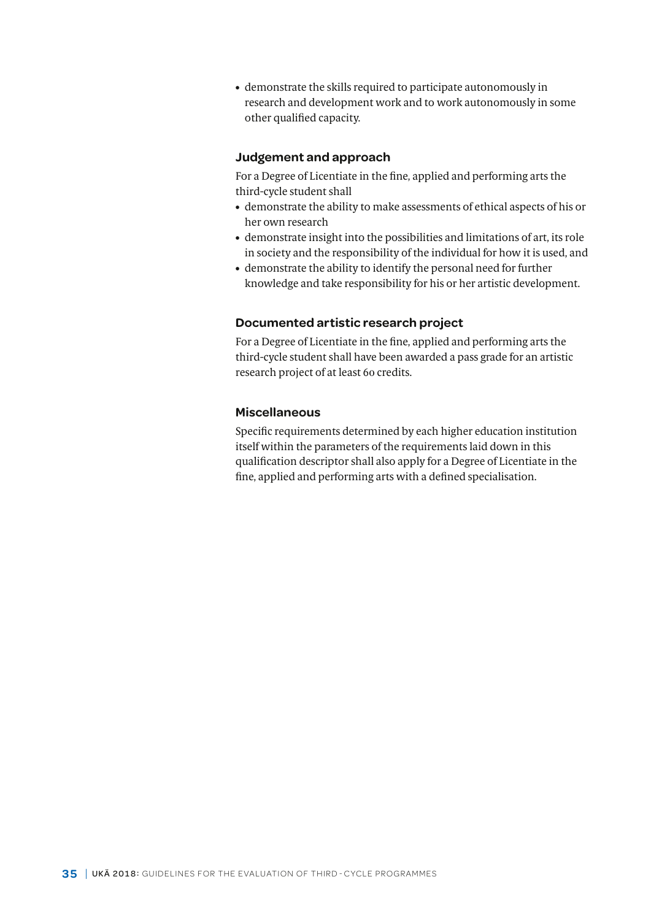- demonstrate the skills required to participate autonomously in research and development work and to work autonomously in some other qualified capacity.

### Judgement and approach

For a Degree of Licentiate in the fine, applied and performing arts the third-cycle student shall

- demonstrate the ability to make assessments of ethical aspects of his or her own research
- demonstrate insight into the possibilities and limitations of art, its role in society and the responsibility of the individual for how it is used, and
- demonstrate the ability to identify the personal need for further knowledge and take responsibility for his or her artistic development.

### Documented artistic research project

For a Degree of Licentiate in the fine, applied and performing arts the third-cycle student shall have been awarded a pass grade for an artistic research project of at least 60 credits.

### Miscellaneous

Specific requirements determined by each higher education institution itself within the parameters of the requirements laid down in this qualification descriptor shall also apply for a Degree of Licentiate in the fine, applied and performing arts with a defined specialisation.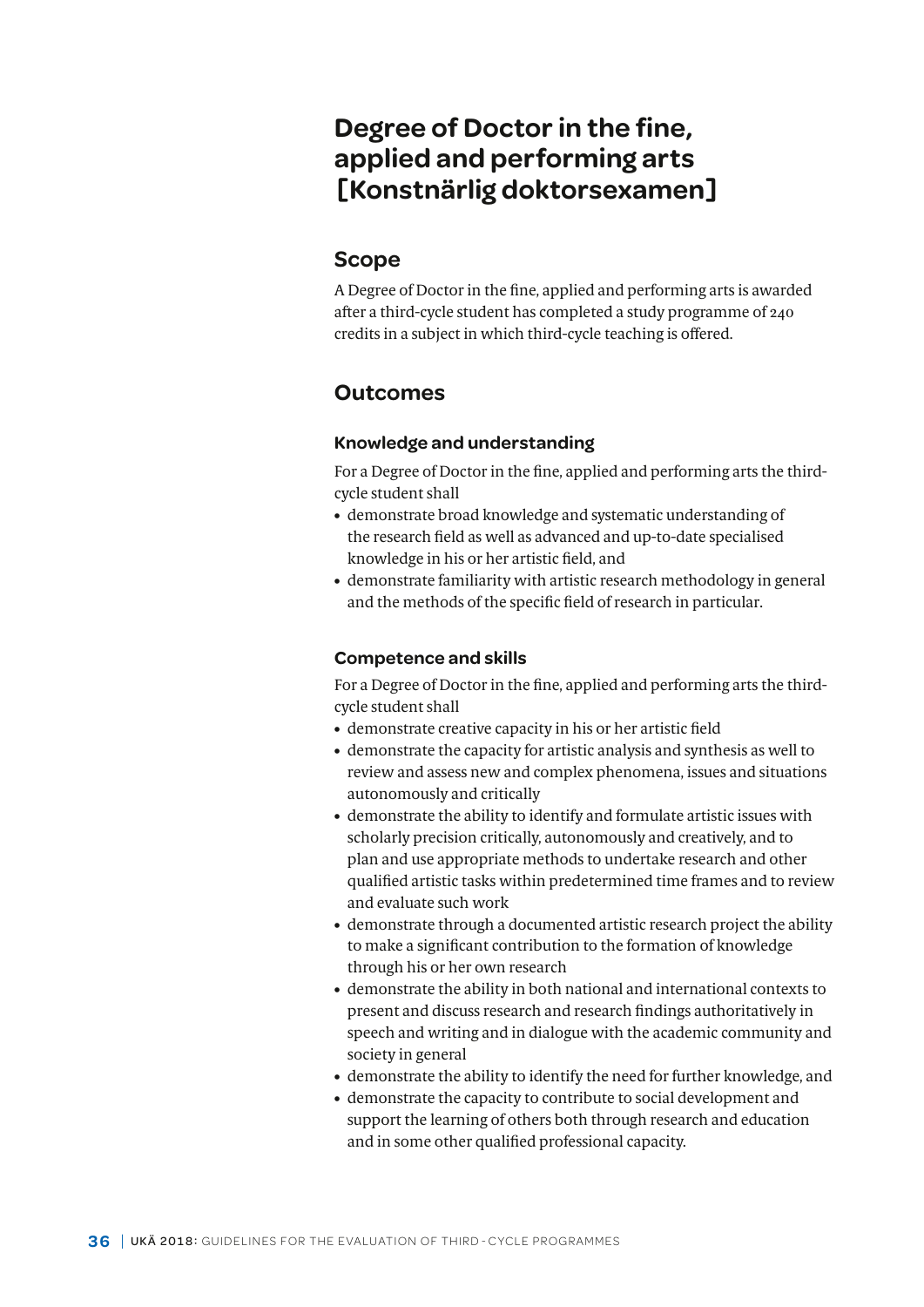# Degree of Doctor in the fine, applied and performing arts [Konstnärlig doktorsexamen]

## Scope

A Degree of Doctor in the fine, applied and performing arts is awarded after a third-cycle student has completed a study programme of 240 credits in a subject in which third-cycle teaching is offered.

## Outcomes

### Knowledge and understanding

For a Degree of Doctor in the fine, applied and performing arts the third-cycle student shall

- demonstrate broad knowledge and systematic understanding of the research field as well as advanced and up-to-date specialised knowledge in his or her artistic field, and
- demonstrate familiarity with artistic research methodology in general and the methods of the specific field of research in particular.

### Competence and skills

For a Degree of Doctor in the fine, applied and performing arts the third-cycle student shall

- demonstrate creative capacity in his or her artistic field
- demonstrate the capacity for artistic analysis and synthesis as well to review and assess new and complex phenomena, issues and situations autonomously and critically
- demonstrate the ability to identify and formulate artistic issues with scholarly precision critically, autonomously and creatively, and to plan and use appropriate methods to undertake research and other qualified artistic tasks within predetermined time frames and to review and evaluate such work
- demonstrate through a documented artistic research project the ability to make a significant contribution to the formation of knowledge through his or her own research
- demonstrate the ability in both national and international contexts to present and discuss research and research findings authoritatively in speech and writing and in dialogue with the academic community and society in general
- demonstrate the ability to identify the need for further knowledge, and
- demonstrate the capacity to contribute to social development and support the learning of others both through research and education and in some other qualified professional capacity.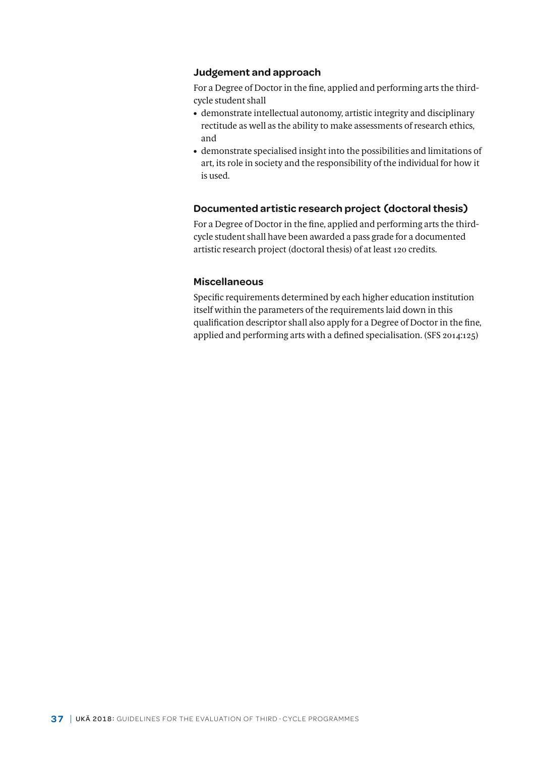### Judgement and approach

For a Degree of Doctor in the fine, applied and performing arts the third-cycle student shall

- demonstrate intellectual autonomy, artistic integrity and disciplinary rectitude as well as the ability to make assessments of research ethics, and
- demonstrate specialised insight into the possibilities and limitations of art, its role in society and the responsibility of the individual for how it is used.

### Documented artistic research project (doctoral thesis)

For a Degree of Doctor in the fine, applied and performing arts the third-cycle student shall have been awarded a pass grade for a documented artistic research project (doctoral thesis) of at least 120 credits.

### Miscellaneous

Specific requirements determined by each higher education institution itself within the parameters of the requirements laid down in this qualification descriptor shall also apply for a Degree of Doctor in the fine, applied and performing arts with a defined specialisation. (SFS 2014:125)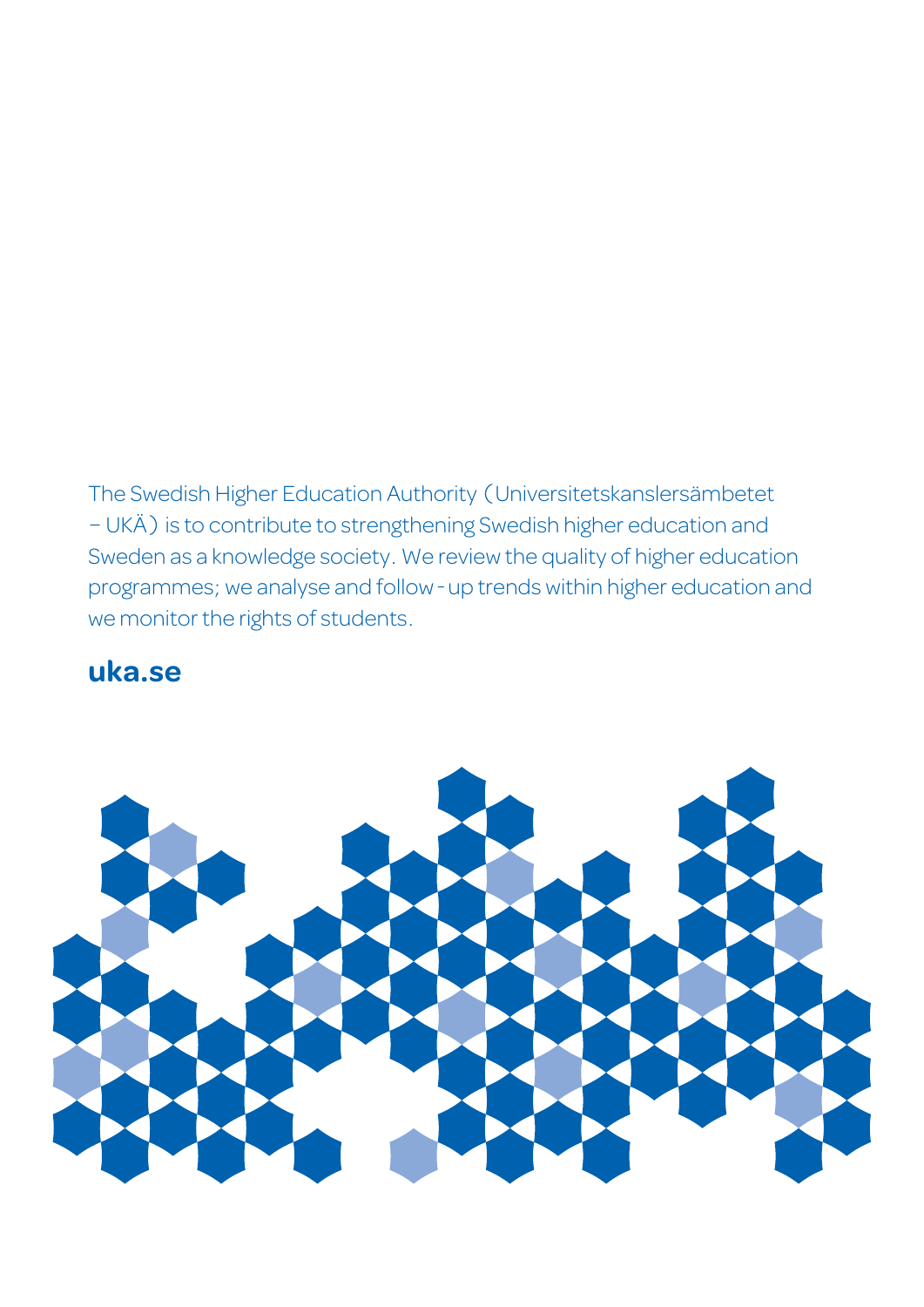The Swedish Higher Education Authority (Universitetskanslersämbetet – UKÄ) is to contribute to strengthening Swedish higher education and Sweden as a knowledge society. We review the quality of higher education programmes; we analyse and follow-up trends within higher education and we monitor the rights of students.

**uka.se**